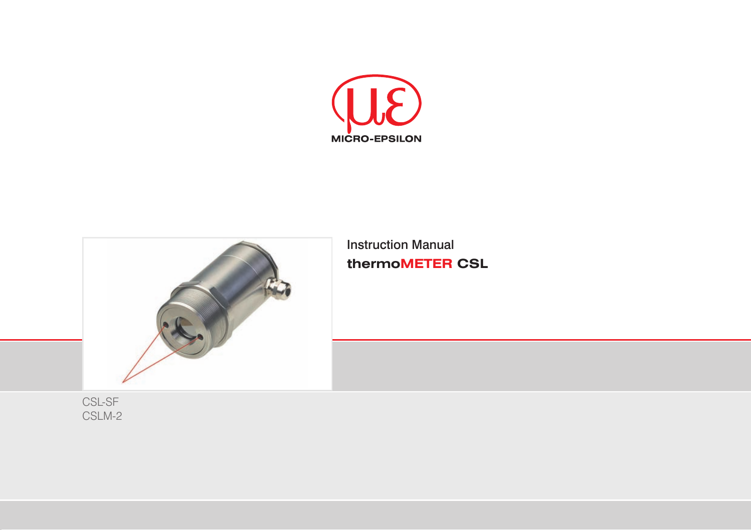MICRO-EPSILON

Instruction Manual

**thermoMETER CSL**

CSL-SF
CSLM-2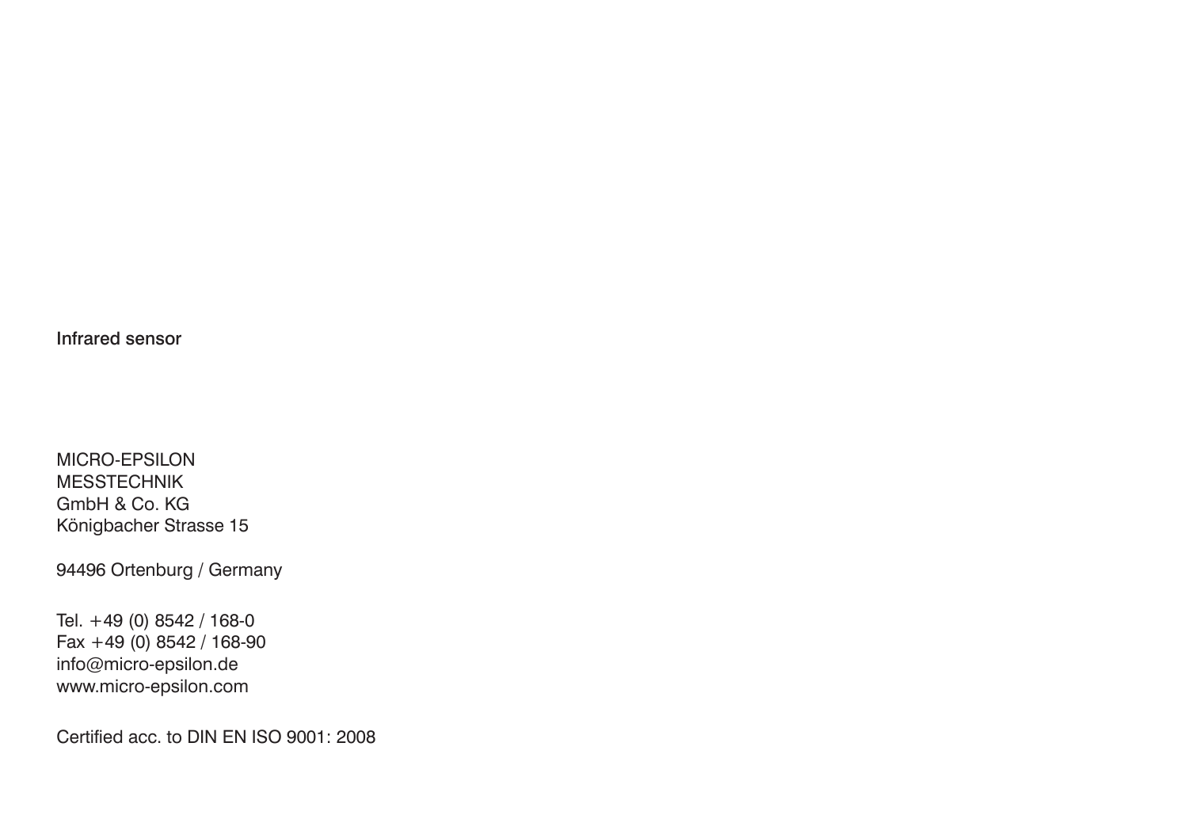Infrared sensor

MICRO-EPSILON
MESSTECHNIK
GmbH & Co. KG
Königbacher Strasse 15

94496 Ortenburg / Germany

Tel. +49 (0) 8542 / 168-0
Fax +49 (0) 8542 / 168-90
info@micro-epsilon.de
www.micro-epsilon.com

Certified acc. to DIN EN ISO 9001: 2008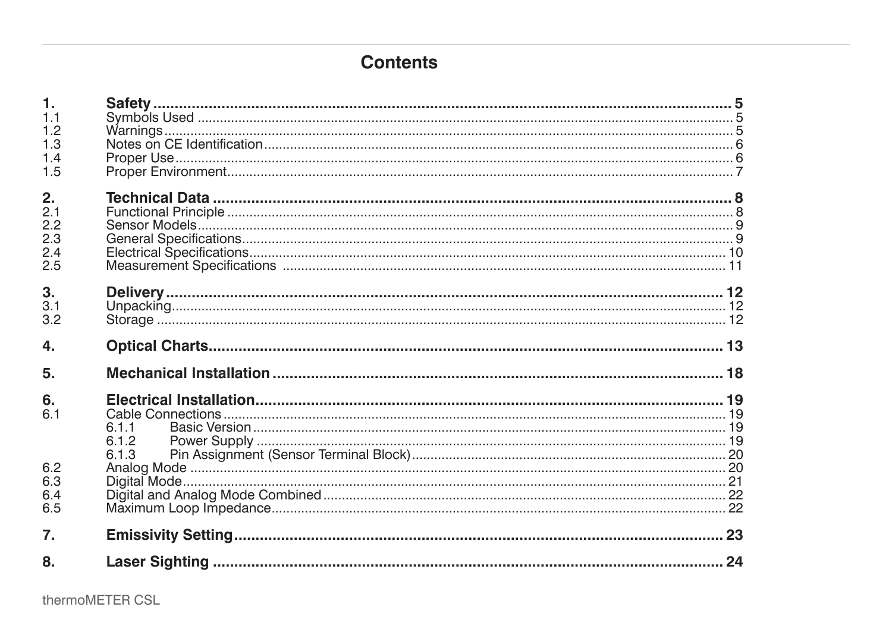# Contents

| | | |
|---|---|---|
| **1.** | **Safety** | **5** |
| 1.1 | Symbols Used | 5 |
| 1.2 | Warnings | 5 |
| 1.3 | Notes on CE Identification | 6 |
| 1.4 | Proper Use | 6 |
| 1.5 | Proper Environment | 7 |
| **2.** | **Technical Data** | **8** |
| 2.1 | Functional Principle | 8 |
| 2.2 | Sensor Models | 9 |
| 2.3 | General Specifications | 9 |
| 2.4 | Electrical Specifications | 10 |
| 2.5 | Measurement Specifications | 11 |
| **3.** | **Delivery** | **12** |
| 3.1 | Unpacking | 12 |
| 3.2 | Storage | 12 |
| **4.** | **Optical Charts** | **13** |
| **5.** | **Mechanical Installation** | **18** |
| **6.** | **Electrical Installation** | **19** |
| 6.1 | Cable Connections | 19 |
| | 6.1.1 Basic Version | 19 |
| | 6.1.2 Power Supply | 19 |
| | 6.1.3 Pin Assignment (Sensor Terminal Block) | 20 |
| 6.2 | Analog Mode | 20 |
| 6.3 | Digital Mode | 21 |
| 6.4 | Digital and Analog Mode Combined | 22 |
| 6.5 | Maximum Loop Impedance | 22 |
| **7.** | **Emissivity Setting** | **23** |
| **8.** | **Laser Sighting** | **24** |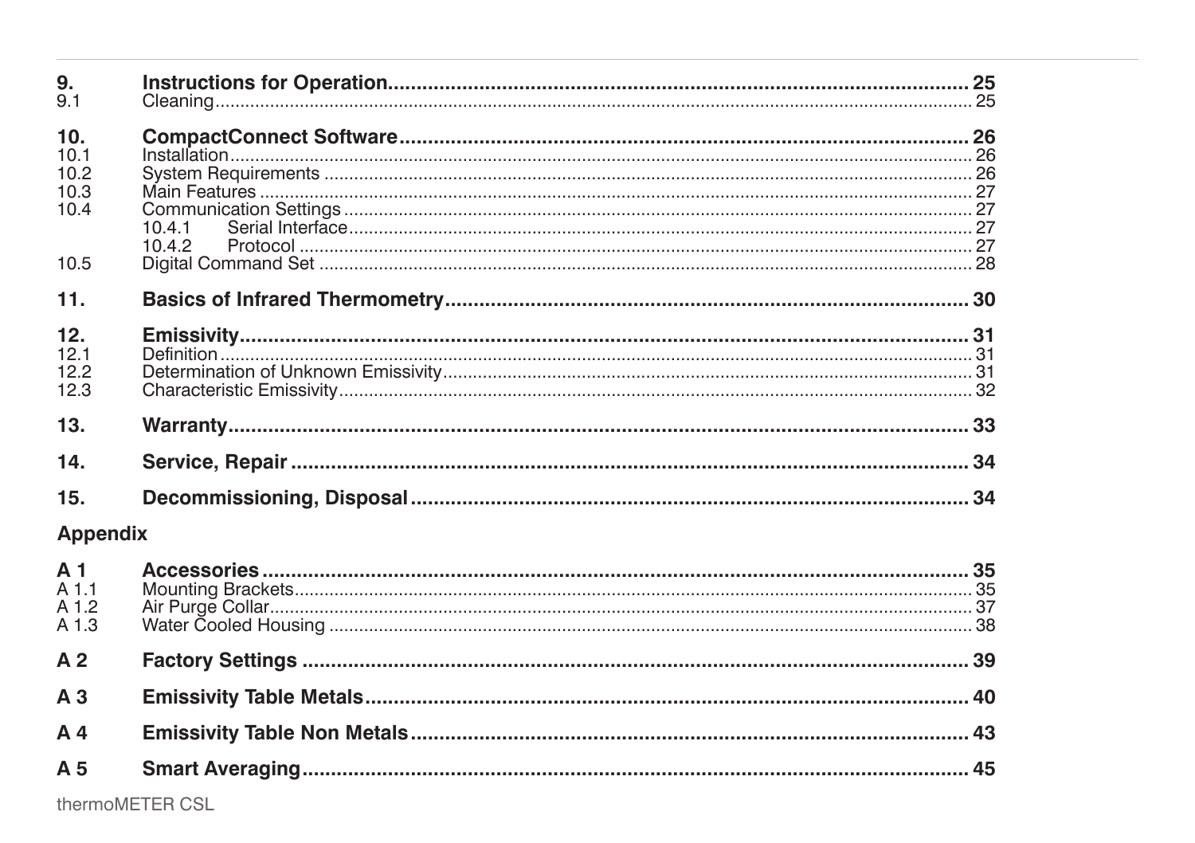| | | |
|---|---|---|
| **9.** | **Instructions for Operation** | **25** |
| 9.1 | Cleaning | 25 |
| **10.** | **CompactConnect Software** | **26** |
| 10.1 | Installation | 26 |
| 10.2 | System Requirements | 26 |
| 10.3 | Main Features | 27 |
| 10.4 | Communication Settings | 27 |
| | 10.4.1 Serial Interface | 27 |
| | 10.4.2 Protocol | 27 |
| 10.5 | Digital Command Set | 28 |
| **11.** | **Basics of Infrared Thermometry** | **30** |
| **12.** | **Emissivity** | **31** |
| 12.1 | Definition | 31 |
| 12.2 | Determination of Unknown Emissivity | 31 |
| 12.3 | Characteristic Emissivity | 32 |
| **13.** | **Warranty** | **33** |
| **14.** | **Service, Repair** | **34** |
| **15.** | **Decommissioning, Disposal** | **34** |

**Appendix**

| | | |
|---|---|---|
| **A 1** | **Accessories** | **35** |
| A 1.1 | Mounting Brackets | 35 |
| A 1.2 | Air Purge Collar | 37 |
| A 1.3 | Water Cooled Housing | 38 |
| **A 2** | **Factory Settings** | **39** |
| **A 3** | **Emissivity Table Metals** | **40** |
| **A 4** | **Emissivity Table Non Metals** | **43** |
| **A 5** | **Smart Averaging** | **45** |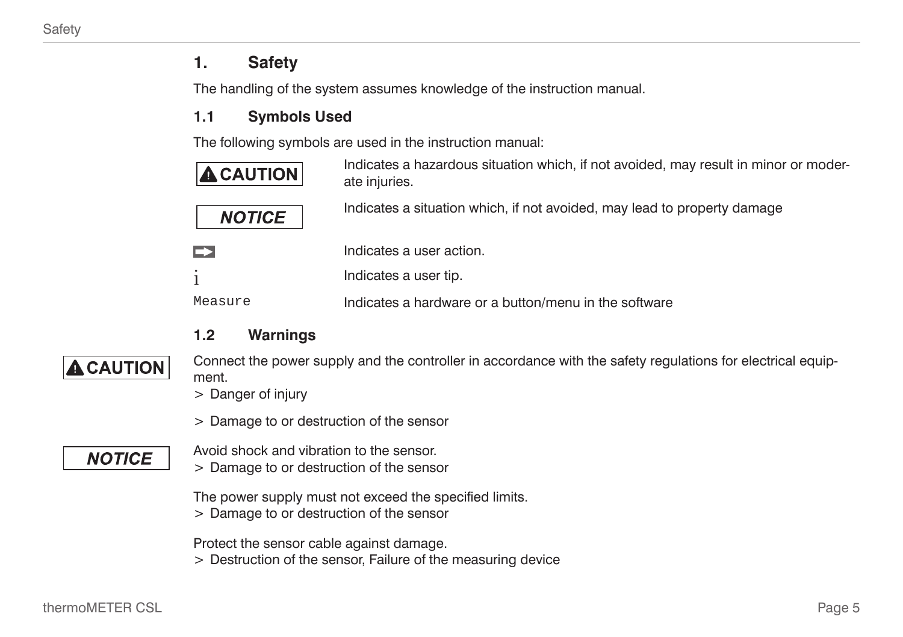# 1. Safety

The handling of the system assumes knowledge of the instruction manual.

## 1.1 Symbols Used

The following symbols are used in the instruction manual:

| Symbol | Meaning |
| --- | --- |
| **⚠ CAUTION** | Indicates a hazardous situation which, if not avoided, may result in minor or moderate injuries. |
| ***NOTICE*** | Indicates a situation which, if not avoided, may lead to property damage |
| ➡ | Indicates a user action. |
| i | Indicates a user tip. |
| `Measure` | Indicates a hardware or a button/menu in the software |

## 1.2 Warnings

**⚠ CAUTION**

Connect the power supply and the controller in accordance with the safety regulations for electrical equipment.

> Danger of injury

> Damage to or destruction of the sensor

***NOTICE***

Avoid shock and vibration to the sensor.

> Damage to or destruction of the sensor

The power supply must not exceed the specified limits.

> Damage to or destruction of the sensor

Protect the sensor cable against damage.

> Destruction of the sensor, Failure of the measuring device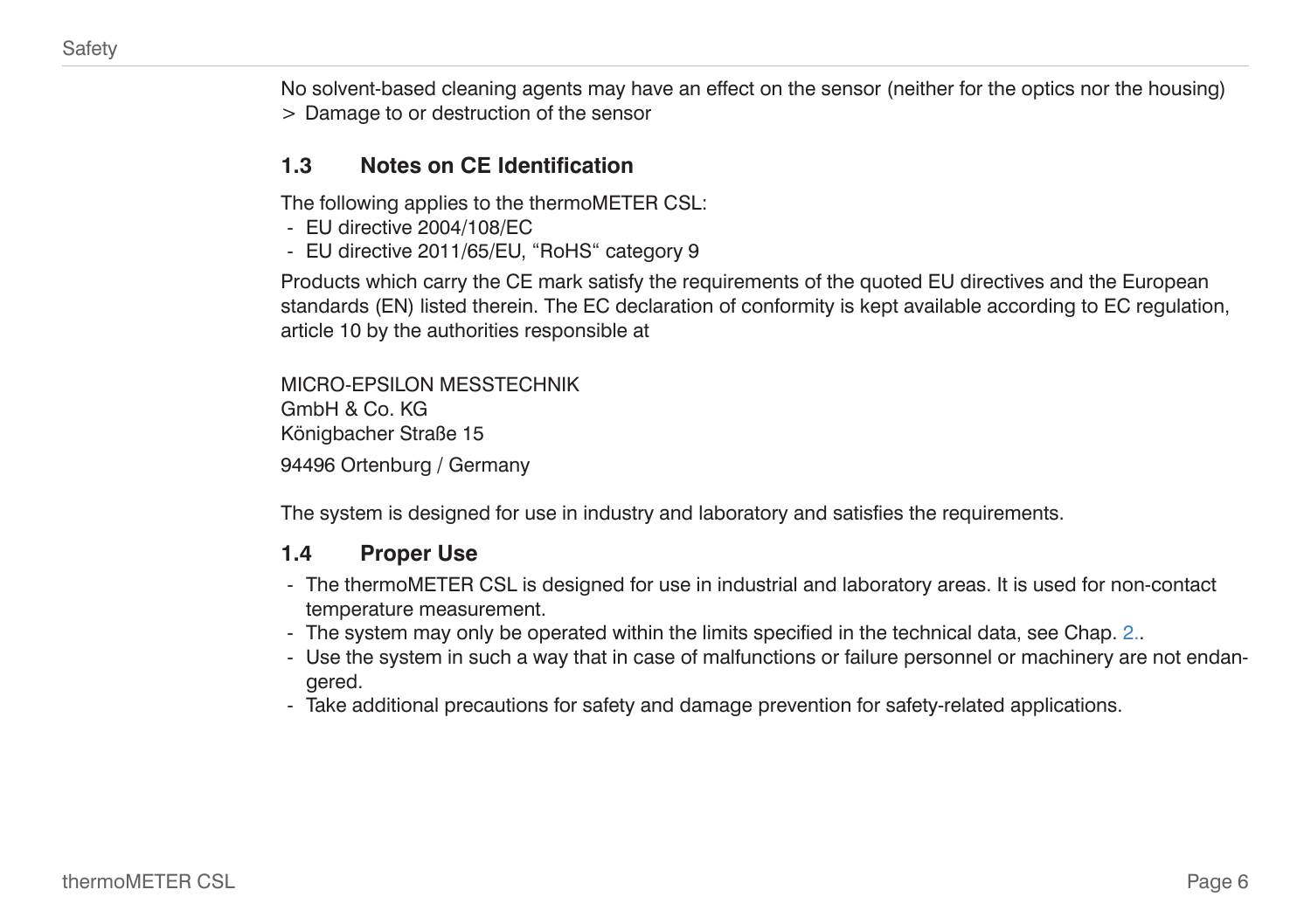No solvent-based cleaning agents may have an effect on the sensor (neither for the optics nor the housing)
> Damage to or destruction of the sensor

## 1.3 Notes on CE Identification

The following applies to the thermoMETER CSL:

- EU directive 2004/108/EC
- EU directive 2011/65/EU, “RoHS“ category 9

Products which carry the CE mark satisfy the requirements of the quoted EU directives and the European standards (EN) listed therein. The EC declaration of conformity is kept available according to EC regulation, article 10 by the authorities responsible at

MICRO-EPSILON MESSTECHNIK
GmbH & Co. KG
Königbacher Straße 15
94496 Ortenburg / Germany

The system is designed for use in industry and laboratory and satisfies the requirements.

## 1.4 Proper Use

- The thermoMETER CSL is designed for use in industrial and laboratory areas. It is used for non-contact temperature measurement.
- The system may only be operated within the limits specified in the technical data, see Chap. 2..
- Use the system in such a way that in case of malfunctions or failure personnel or machinery are not endangered.
- Take additional precautions for safety and damage prevention for safety-related applications.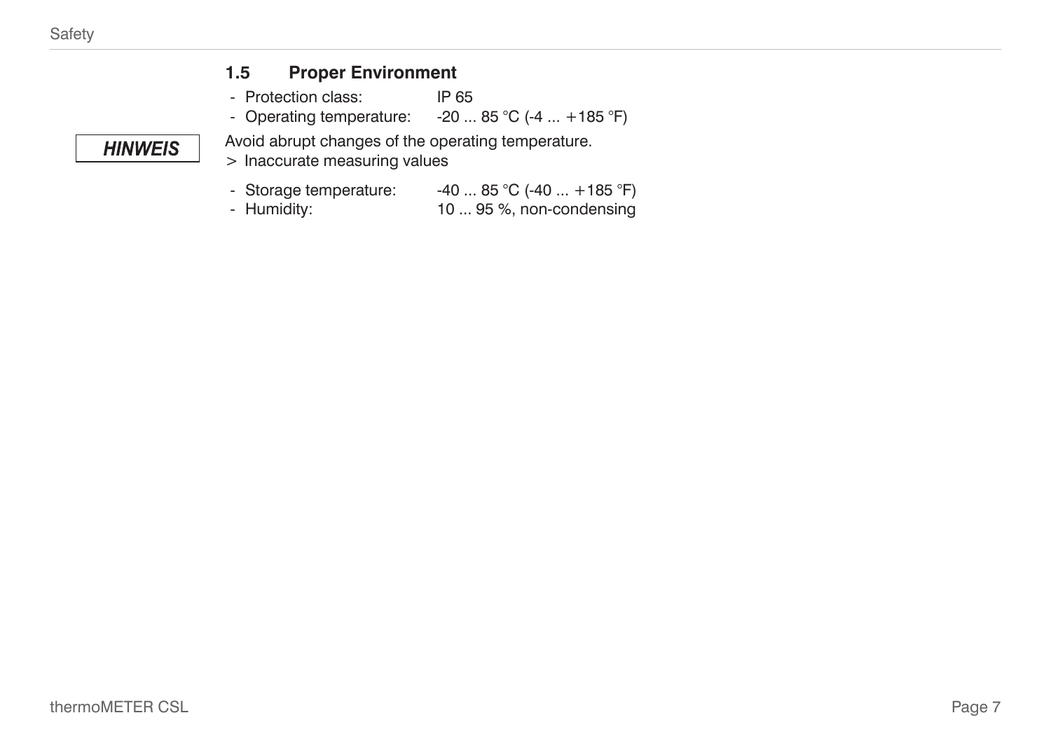### 1.5 Proper Environment

- Protection class: IP 65
- Operating temperature: -20 ... 85 °C (-4 ... +185 °F)

**HINWEIS**

Avoid abrupt changes of the operating temperature.

> Inaccurate measuring values

- Storage temperature: -40 ... 85 °C (-40 ... +185 °F)
- Humidity: 10 ... 95 %, non-condensing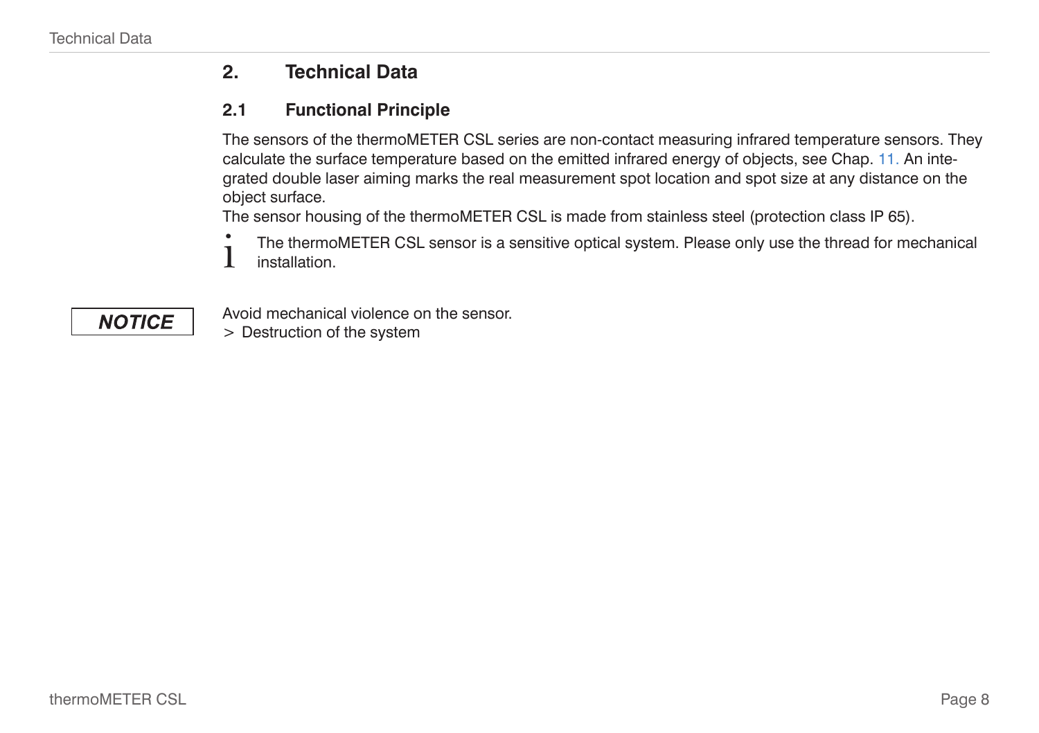# 2. Technical Data

## 2.1 Functional Principle

The sensors of the thermoMETER CSL series are non-contact measuring infrared temperature sensors. They calculate the surface temperature based on the emitted infrared energy of objects, see Chap. 11. An integrated double laser aiming marks the real measurement spot location and spot size at any distance on the object surface.

The sensor housing of the thermoMETER CSL is made from stainless steel (protection class IP 65).

i The thermoMETER CSL sensor is a sensitive optical system. Please only use the thread for mechanical installation.

**NOTICE**

Avoid mechanical violence on the sensor.

> Destruction of the system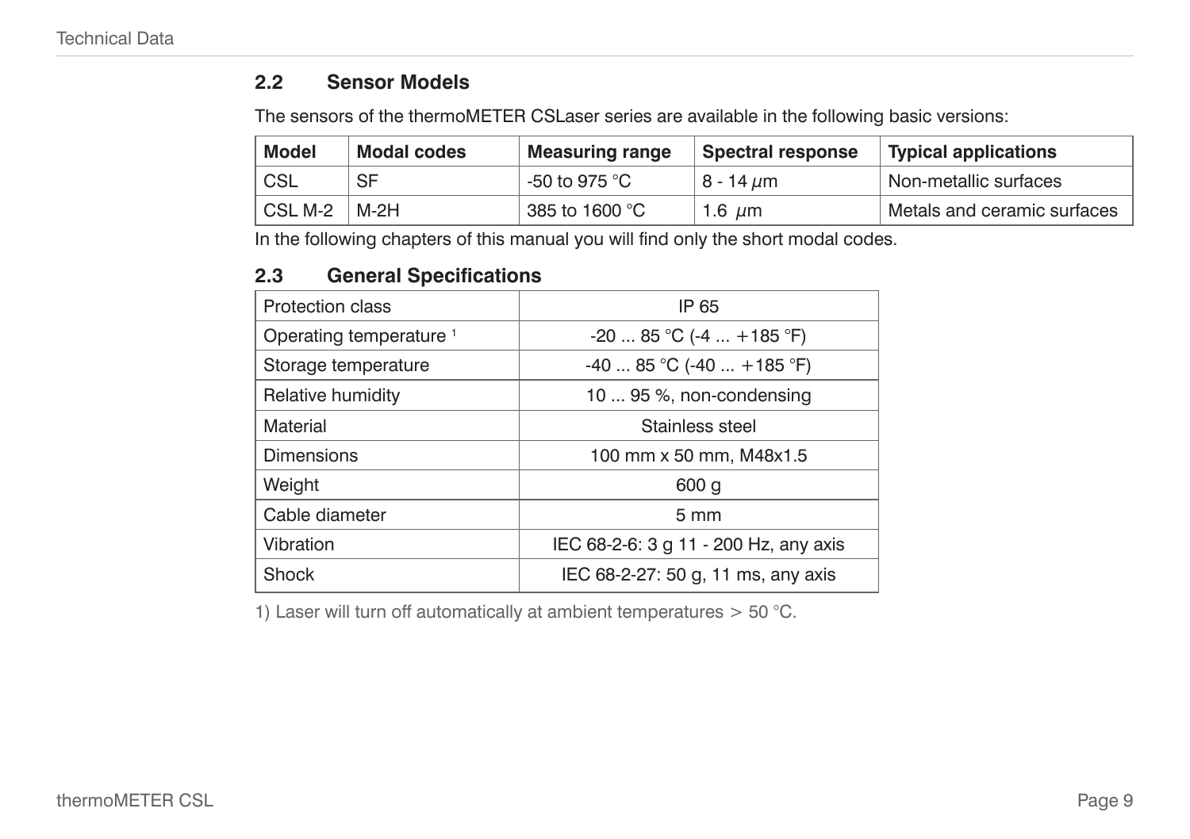## 2.2 Sensor Models

The sensors of the thermoMETER CSLaser series are available in the following basic versions:

| Model | Modal codes | Measuring range | Spectral response | Typical applications |
|---|---|---|---|---|
| CSL | SF | -50 to 975 °C | 8 - 14 μm | Non-metallic surfaces |
| CSL M-2 | M-2H | 385 to 1600 °C | 1.6 μm | Metals and ceramic surfaces |

In the following chapters of this manual you will find only the short modal codes.

## 2.3 General Specifications

| | |
|---|---|
| Protection class | IP 65 |
| Operating temperature [1] | -20 ... 85 °C (-4 ... +185 °F) |
| Storage temperature | -40 ... 85 °C (-40 ... +185 °F) |
| Relative humidity | 10 ... 95 %, non-condensing |
| Material | Stainless steel |
| Dimensions | 100 mm x 50 mm, M48x1.5 |
| Weight | 600 g |
| Cable diameter | 5 mm |
| Vibration | IEC 68-2-6: 3 g 11 - 200 Hz, any axis |
| Shock | IEC 68-2-27: 50 g, 11 ms, any axis |

1) Laser will turn off automatically at ambient temperatures > 50 °C.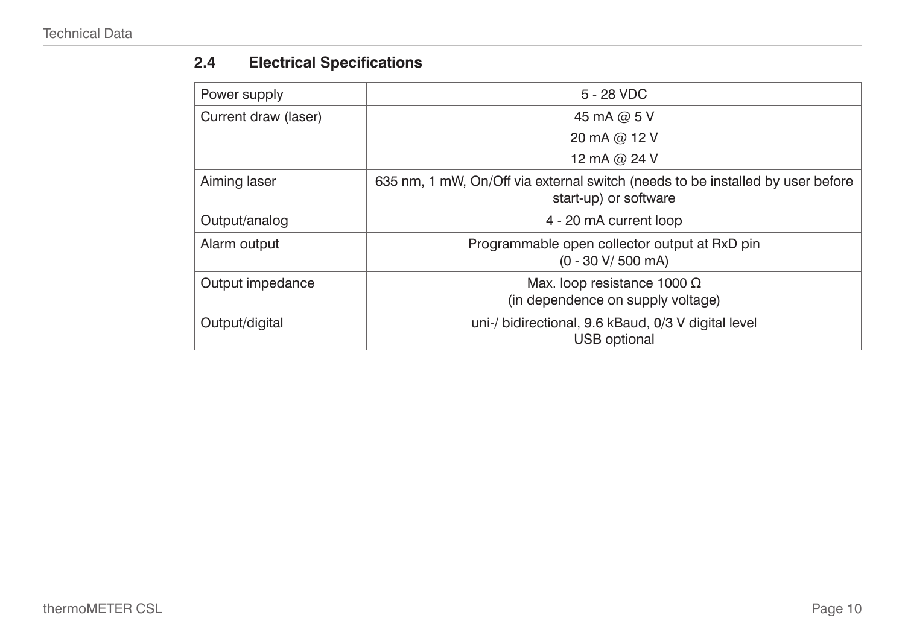## 2.4 Electrical Specifications

| | |
|---|---|
| Power supply | 5 - 28 VDC |
| Current draw (laser) | 45 mA @ 5 V<br>20 mA @ 12 V<br>12 mA @ 24 V |
| Aiming laser | 635 nm, 1 mW, On/Off via external switch (needs to be installed by user before start-up) or software |
| Output/analog | 4 - 20 mA current loop |
| Alarm output | Programmable open collector output at RxD pin<br>(0 - 30 V/ 500 mA) |
| Output impedance | Max. loop resistance 1000 Ω<br>(in dependence on supply voltage) |
| Output/digital | uni-/ bidirectional, 9.6 kBaud, 0/3 V digital level<br>USB optional |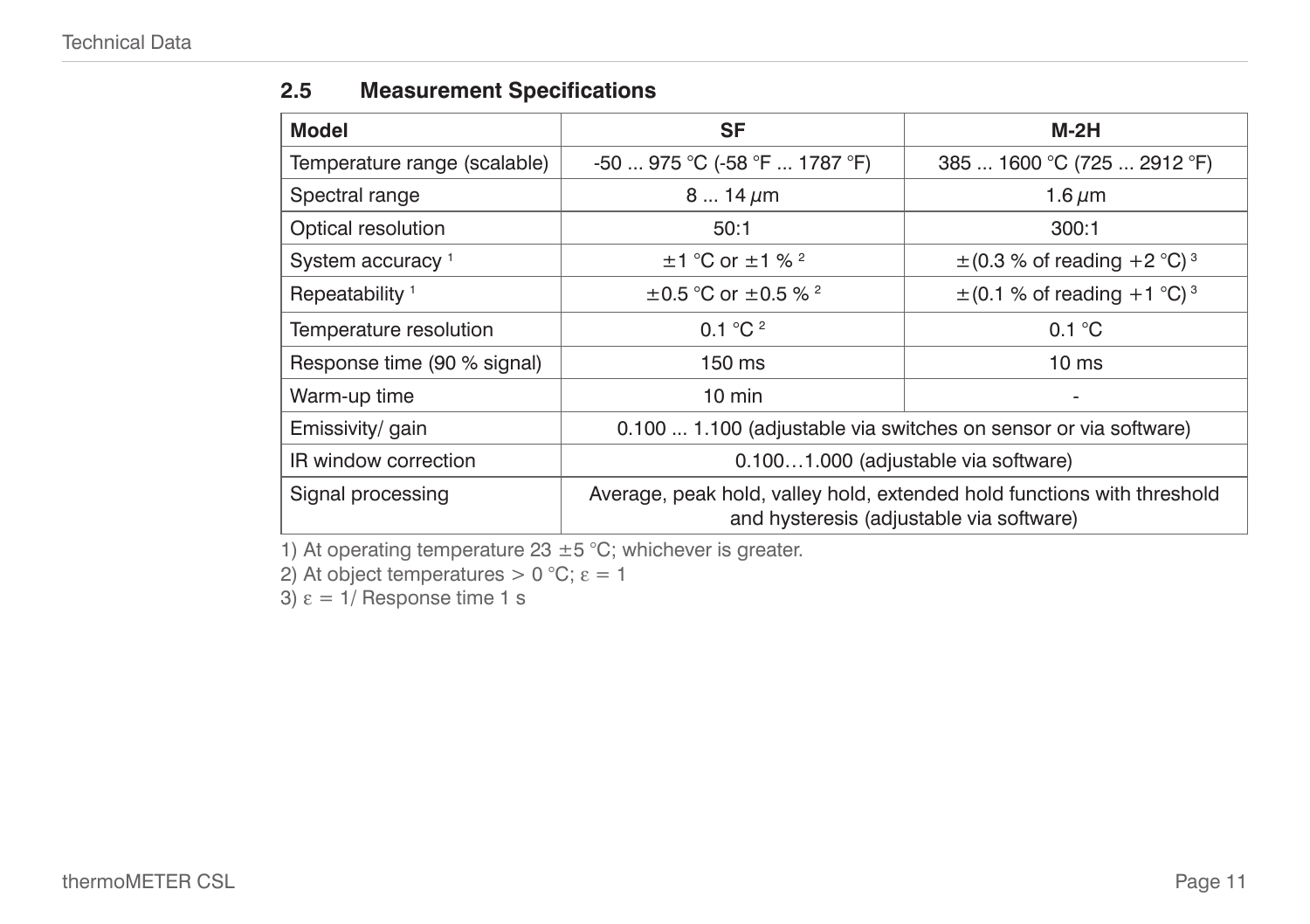## 2.5 Measurement Specifications

| Model | SF | M-2H |
|---|---|---|
| Temperature range (scalable) | -50 ... 975 °C (-58 °F ... 1787 °F) | 385 ... 1600 °C (725 ... 2912 °F) |
| Spectral range | 8 ... 14 $\mu$m | 1.6 $\mu$m |
| Optical resolution | 50:1 | 300:1 |
| System accuracy [1] | ±1 °C or ±1 % [2] | ±(0.3 % of reading +2 °C) [3] |
| Repeatability [1] | ±0.5 °C or ±0.5 % [2] | ±(0.1 % of reading +1 °C) [3] |
| Temperature resolution | 0.1 °C [2] | 0.1 °C |
| Response time (90 % signal) | 150 ms | 10 ms |
| Warm-up time | 10 min | - |
| Emissivity/ gain | 0.100 ... 1.100 (adjustable via switches on sensor or via software) | |
| IR window correction | 0.100…1.000 (adjustable via software) | |
| Signal processing | Average, peak hold, valley hold, extended hold functions with threshold and hysteresis (adjustable via software) | |

1) At operating temperature 23 ±5 °C; whichever is greater.

2) At object temperatures > 0 °C; $\varepsilon = 1$

3) $\varepsilon = 1$/ Response time 1 s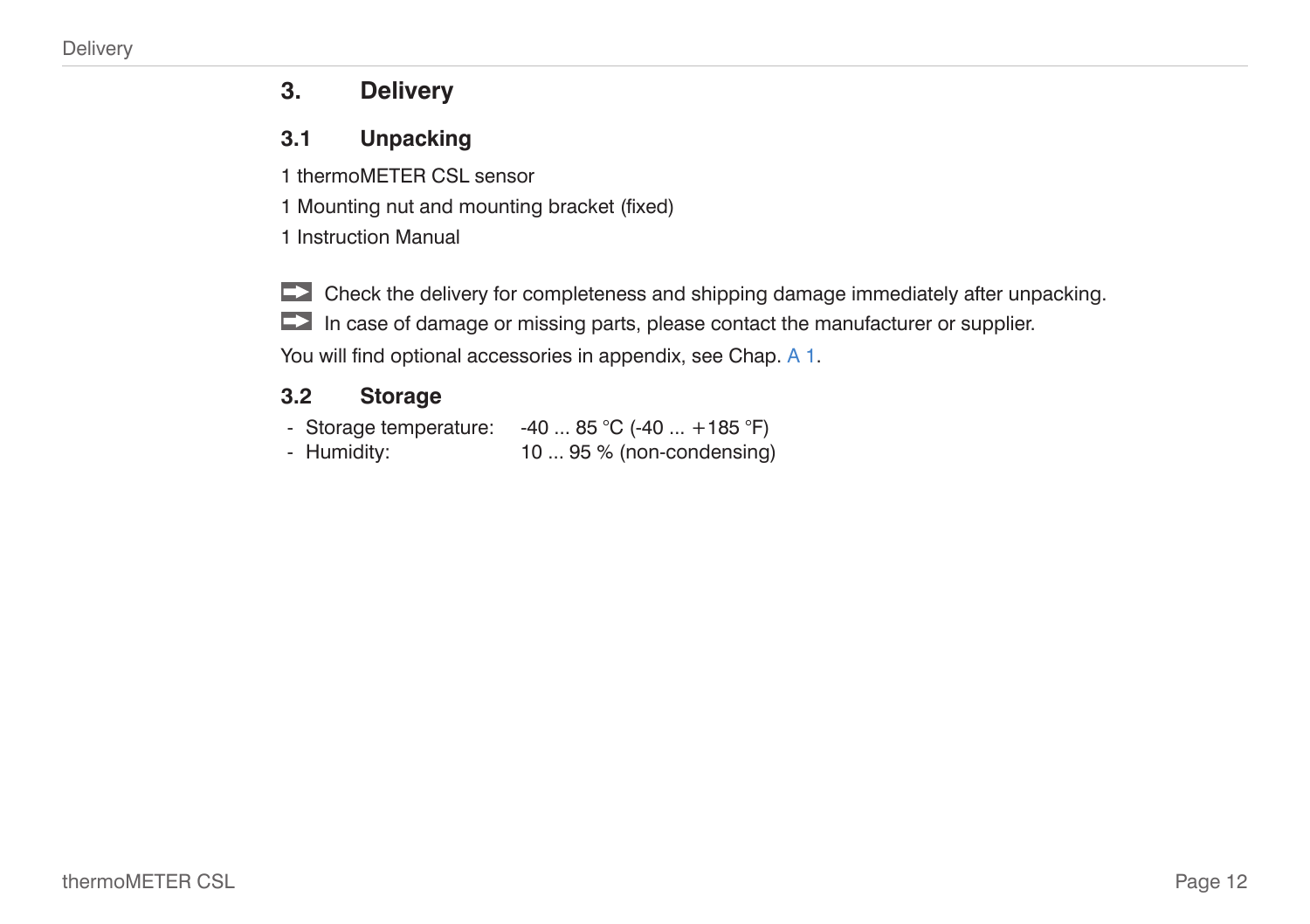# 3. Delivery

## 3.1 Unpacking

1 thermoMETER CSL sensor

1 Mounting nut and mounting bracket (fixed)

1 Instruction Manual

➡ Check the delivery for completeness and shipping damage immediately after unpacking.

➡ In case of damage or missing parts, please contact the manufacturer or supplier.

You will find optional accessories in appendix, see Chap. A 1.

## 3.2 Storage

- Storage temperature: -40 ... 85 °C (-40 ... +185 °F)
- Humidity: 10 ... 95 % (non-condensing)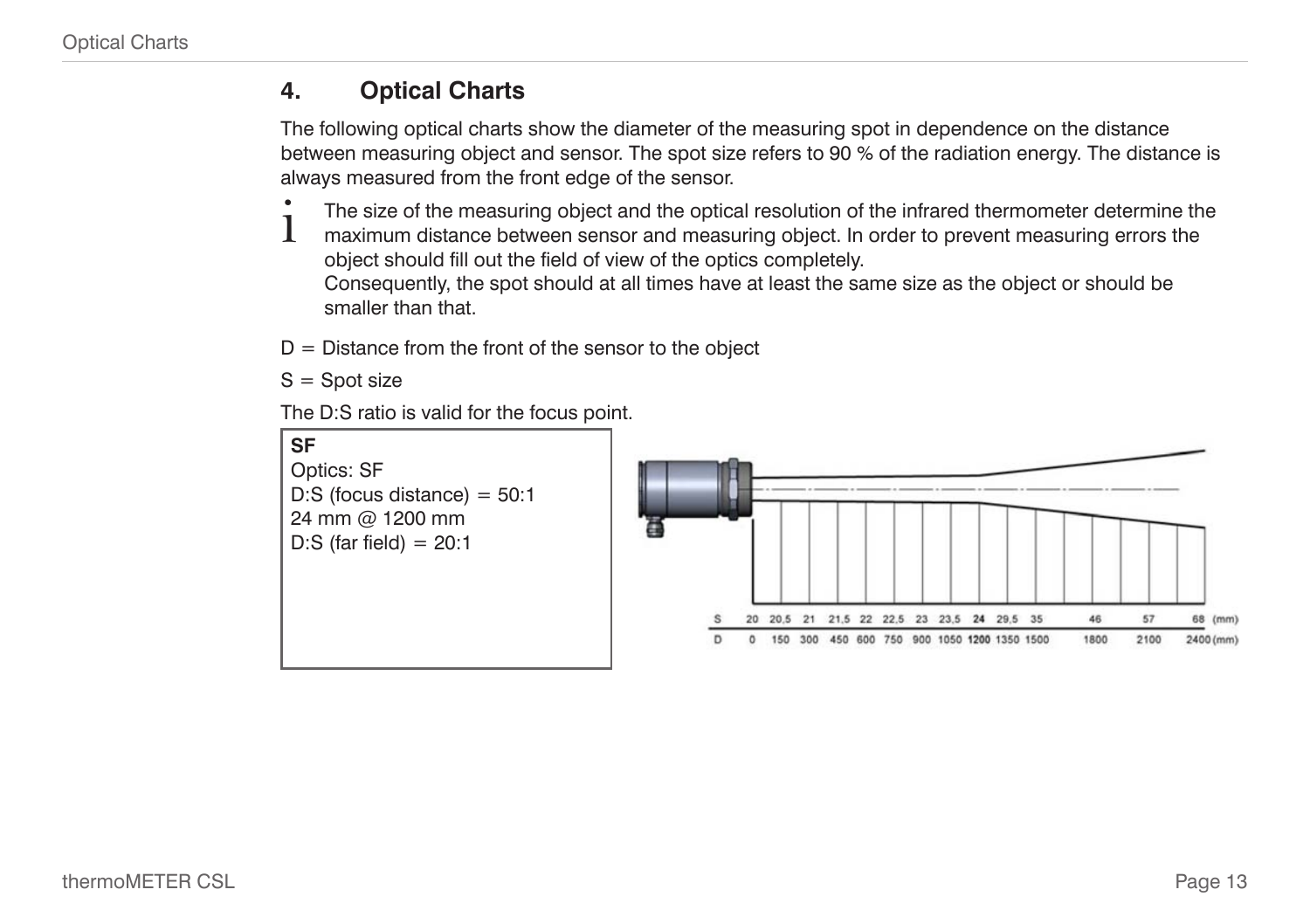## 4. Optical Charts

The following optical charts show the diameter of the measuring spot in dependence on the distance between measuring object and sensor. The spot size refers to 90 % of the radiation energy. The distance is always measured from the front edge of the sensor.

i The size of the measuring object and the optical resolution of the infrared thermometer determine the maximum distance between sensor and measuring object. In order to prevent measuring errors the object should fill out the field of view of the optics completely.
Consequently, the spot should at all times have at least the same size as the object or should be smaller than that.

D = Distance from the front of the sensor to the object

S = Spot size

The D:S ratio is valid for the focus point.

**SF**
Optics: SF
D:S (focus distance) = 50:1
24 mm @ 1200 mm
D:S (far field) = 20:1

| S | 20 | 20,5 | 21 | 21,5 | 22 | 22,5 | 23 | 23,5 | **24** | 29,5 | 35 | 46 | 57 | 68 (mm) |
|---|---|---|---|---|---|---|---|---|---|---|---|---|---|---|
| D | 0 | 150 | 300 | 450 | 600 | 750 | 900 | 1050 | **1200** | 1350 | 1500 | 1800 | 2100 | 2400 (mm) |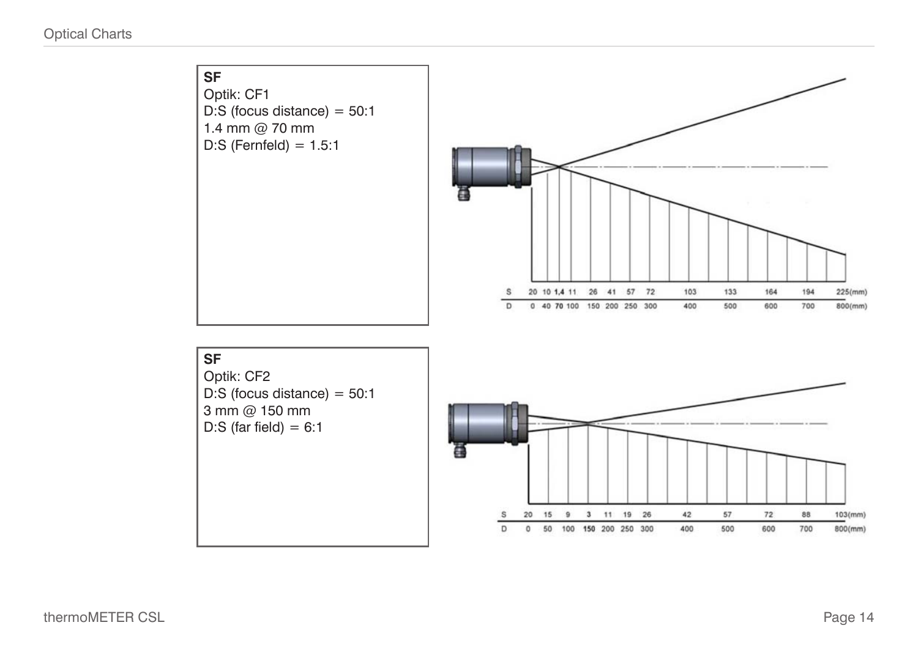**SF**
Optik: CF1
D:S (focus distance) = 50:1
1.4 mm @ 70 mm
D:S (Fernfeld) = 1.5:1

| S | 20 | 10 | **1,4** | 11 | 26 | 41 | 57 | 72 | 103 | 133 | 164 | 194 | 225(mm) |
|---|---|---|---|---|---|---|---|---|---|---|---|---|---|
| D | 0 | 40 | **70** | 100 | 150 | 200 | 250 | 300 | 400 | 500 | 600 | 700 | 800(mm) |

**SF**
Optik: CF2
D:S (focus distance) = 50:1
3 mm @ 150 mm
D:S (far field) = 6:1

| S | 20 | 15 | 9 | **3** | 11 | 19 | 26 | 42 | 57 | 72 | 88 | 103(mm) |
|---|---|---|---|---|---|---|---|---|---|---|---|---|
| D | 0 | 50 | 100 | **150** | 200 | 250 | 300 | 400 | 500 | 600 | 700 | 800(mm) |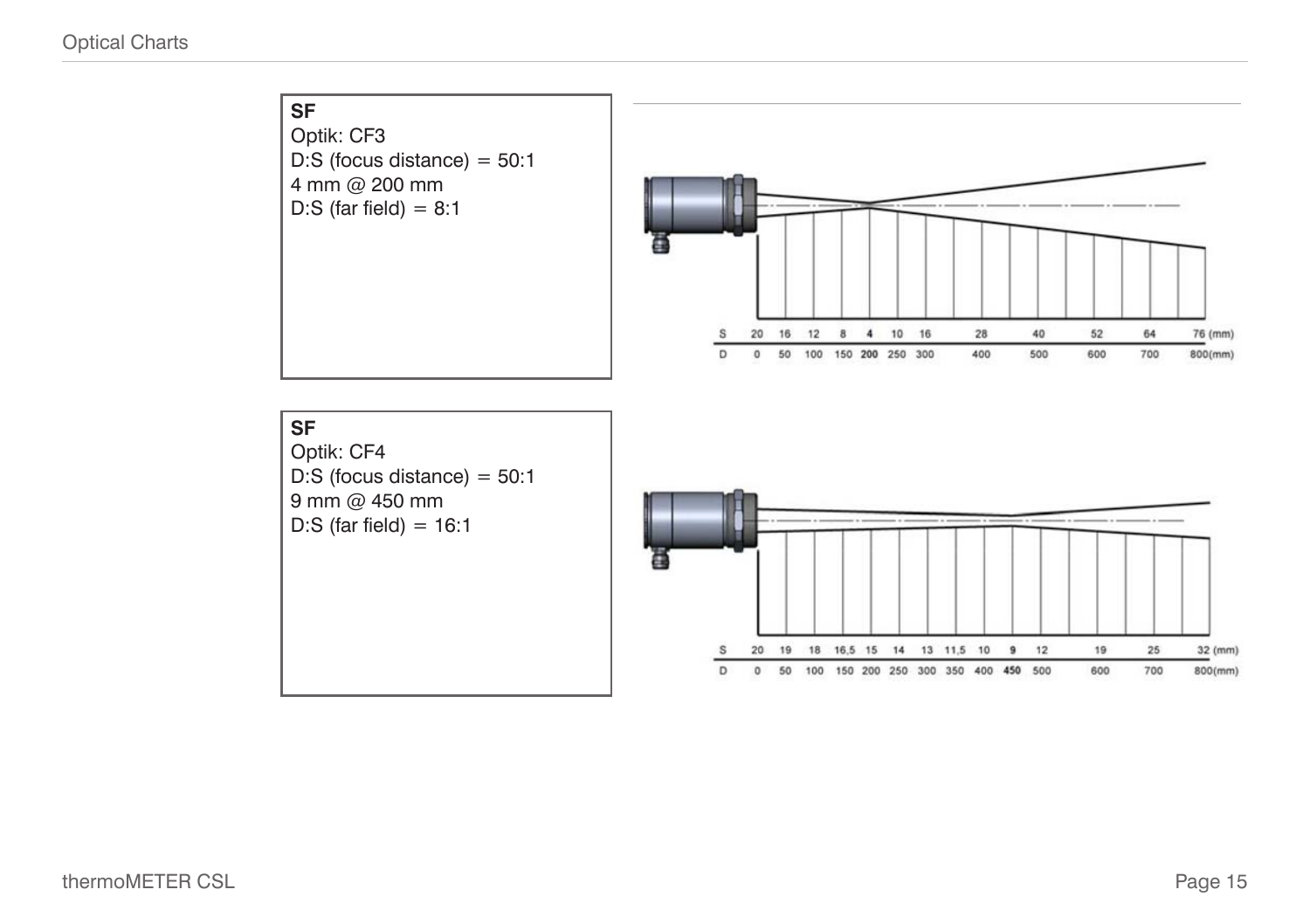**SF**
Optik: CF3
D:S (focus distance) = 50:1
4 mm @ 200 mm
D:S (far field) = 8:1

| S | 20 | 16 | 12 | 8 | **4** | 10 | 16 | 28 | 40 | 52 | 64 | 76 (mm) |
|---|---|---|---|---|---|---|---|---|---|---|---|---|
| D | 0 | 50 | 100 | 150 | **200** | 250 | 300 | 400 | 500 | 600 | 700 | 800(mm) |

**SF**
Optik: CF4
D:S (focus distance) = 50:1
9 mm @ 450 mm
D:S (far field) = 16:1

| S | 20 | 19 | 18 | 16,5 | 15 | 14 | 13 | 11,5 | 10 | **9** | 12 | 19 | 25 | 32 (mm) |
|---|---|---|---|---|---|---|---|---|---|---|---|---|---|---|
| D | 0 | 50 | 100 | 150 | 200 | 250 | 300 | 350 | 400 | **450** | 500 | 600 | 700 | 800(mm) |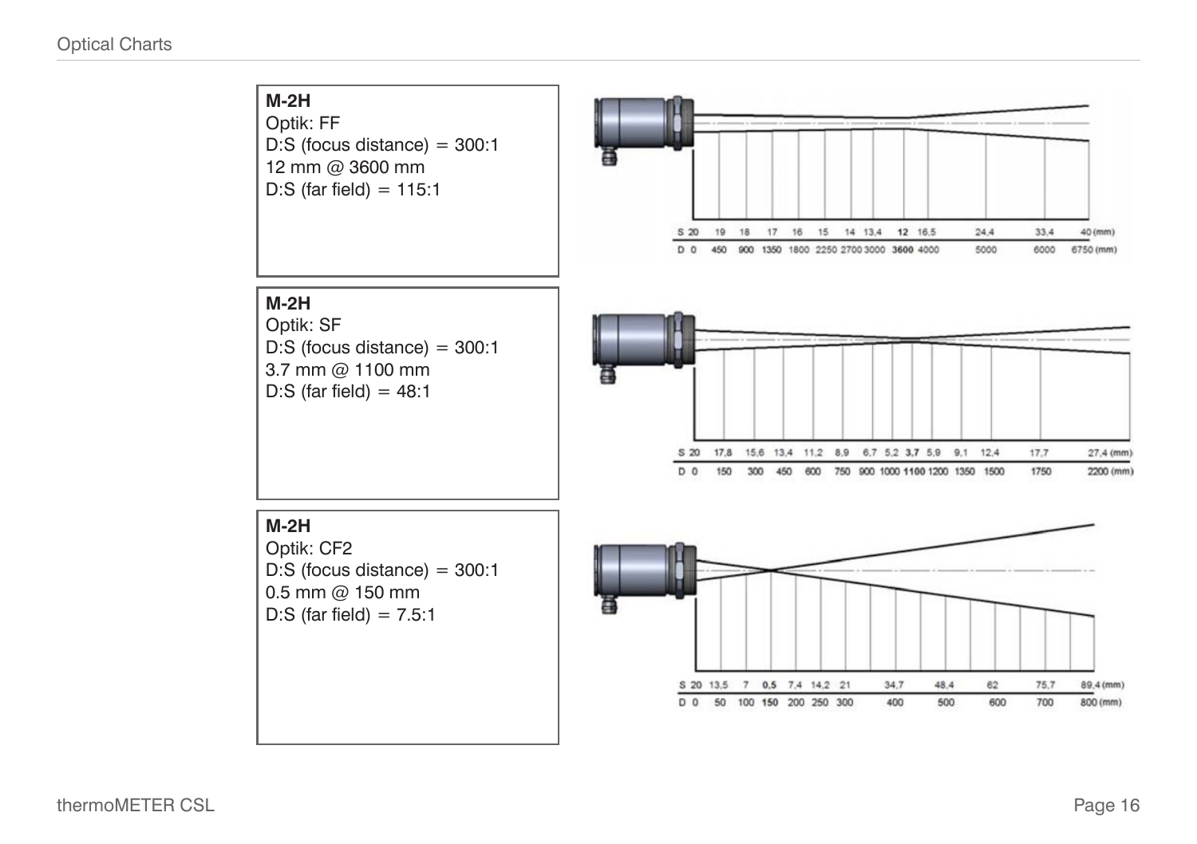**M-2H**
Optik: FF
D:S (focus distance) = 300:1
12 mm @ 3600 mm
D:S (far field) = 115:1

| S | 20 | 19 | 18 | 17 | 16 | 15 | 14 | 13,4 | **12** | 16,5 | 24,4 | 33,4 | 40 (mm) |
|---|---|---|---|---|---|---|---|---|---|---|---|---|---|
| D | 0 | 450 | 900 | 1350 | 1800 | 2250 | 2700 | 3000 | **3600** | 4000 | 5000 | 6000 | 6750 (mm) |

**M-2H**
Optik: SF
D:S (focus distance) = 300:1
3.7 mm @ 1100 mm
D:S (far field) = 48:1

| S | 20 | 17,8 | 15,6 | 13,4 | 11,2 | 8,9 | 6,7 | 5,2 | **3,7** | 5,9 | 9,1 | 12,4 | 17,7 | 27,4 (mm) |
|---|---|---|---|---|---|---|---|---|---|---|---|---|---|---|
| D | 0 | 150 | 300 | 450 | 600 | 750 | 900 | 1000 | **1100** | 1200 | 1350 | 1500 | 1750 | 2200 (mm) |

**M-2H**
Optik: CF2
D:S (focus distance) = 300:1
0.5 mm @ 150 mm
D:S (far field) = 7.5:1

| S | 20 | 13,5 | 7 | **0,5** | 7,4 | 14,2 | 21 | 34,7 | 48,4 | 62 | 75,7 | 89,4 (mm) |
|---|---|---|---|---|---|---|---|---|---|---|---|---|
| D | 0 | 50 | 100 | **150** | 200 | 250 | 300 | 400 | 500 | 600 | 700 | 800 (mm) |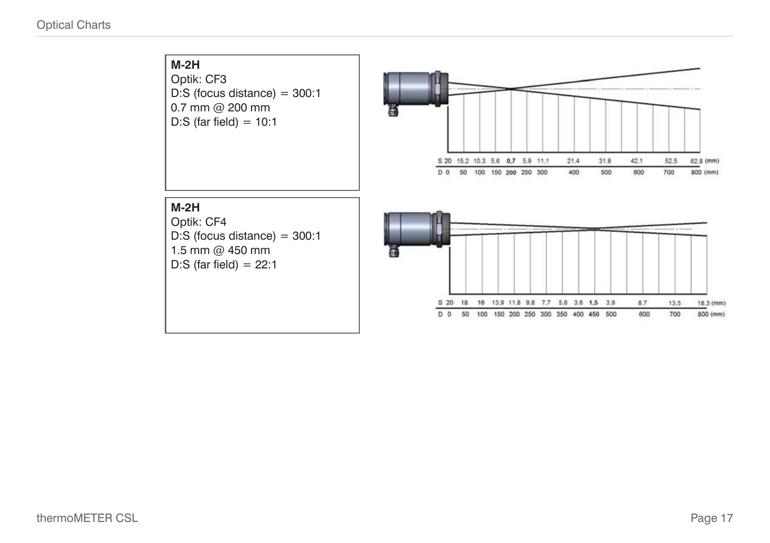**M-2H**
Optik: CF3
D:S (focus distance) = 300:1
0.7 mm @ 200 mm
D:S (far field) = 10:1

| S | 20 | 15,2 | 10,3 | 5,6 | **0,7** | 5,9 | 11,1 | 21,4 | 31,8 | 42,1 | 52,5 | 62,8 (mm) |
|---|---|---|---|---|---|---|---|---|---|---|---|---|
| D | 0 | 50 | 100 | 150 | **200** | 250 | 300 | 400 | 500 | 600 | 700 | 800 (mm) |

**M-2H**
Optik: CF4
D:S (focus distance) = 300:1
1.5 mm @ 450 mm
D:S (far field) = 22:1

| S | 20 | 18 | 16 | 13,9 | 11,8 | 9,8 | 7,7 | 5,6 | 3,6 | **1,5** | 3,9 | 8,7 | 13,5 | 18,3 (mm) |
|---|---|---|---|---|---|---|---|---|---|---|---|---|---|---|
| D | 0 | 50 | 100 | 150 | 200 | 250 | 300 | 350 | 400 | **450** | 500 | 600 | 700 | 800 (mm) |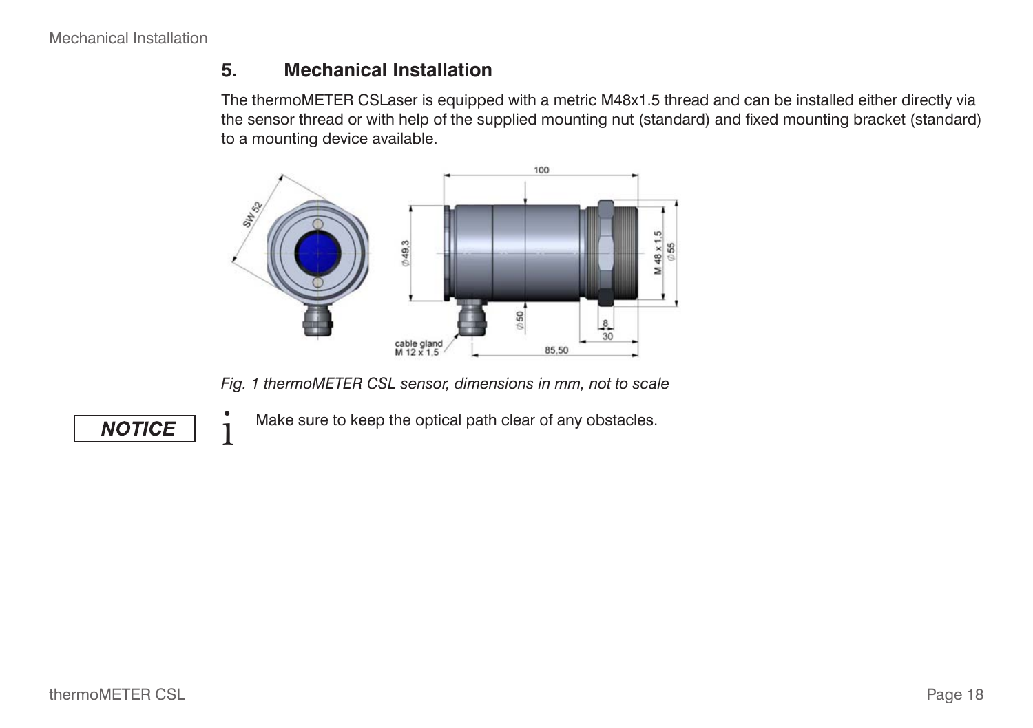## 5. Mechanical Installation

The thermoMETER CSLaser is equipped with a metric M48x1.5 thread and can be installed either directly via the sensor thread or with help of the supplied mounting nut (standard) and fixed mounting bracket (standard) to a mounting device available.

*Fig. 1 thermoMETER CSL sensor, dimensions in mm, not to scale*

**NOTICE**

Make sure to keep the optical path clear of any obstacles.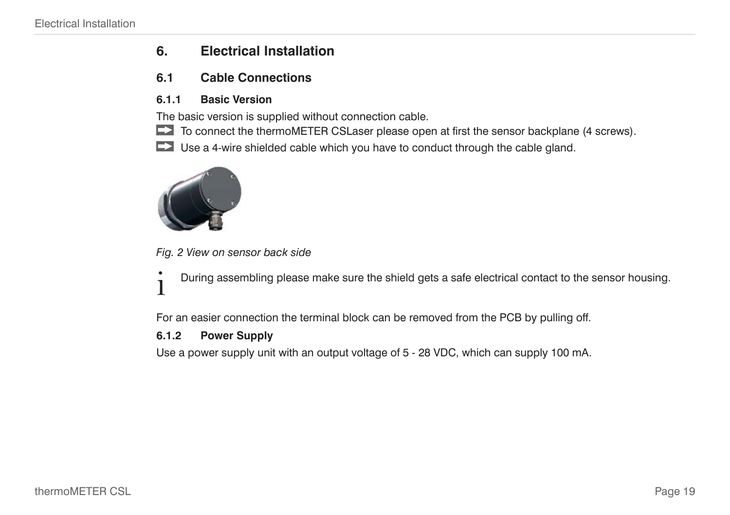# 6. Electrical Installation

## 6.1 Cable Connections

### 6.1.1 Basic Version

The basic version is supplied without connection cable.

➡ To connect the thermoMETER CSLaser please open at first the sensor backplane (4 screws).

➡ Use a 4-wire shielded cable which you have to conduct through the cable gland.

*Fig. 2 View on sensor back side*

**i** During assembling please make sure the shield gets a safe electrical contact to the sensor housing.

For an easier connection the terminal block can be removed from the PCB by pulling off.

### 6.1.2 Power Supply

Use a power supply unit with an output voltage of 5 - 28 VDC, which can supply 100 mA.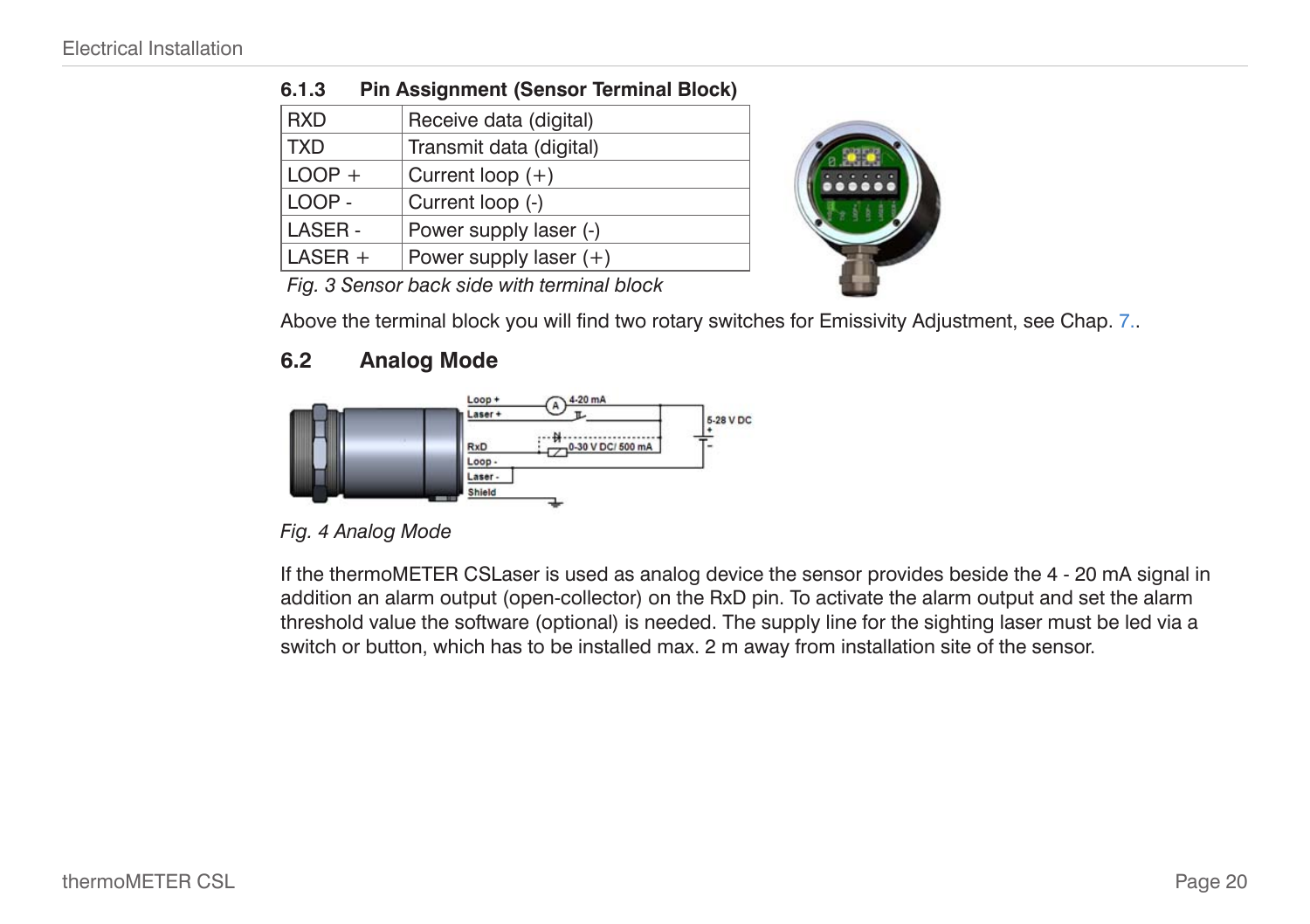### 6.1.3 Pin Assignment (Sensor Terminal Block)

| RXD | Receive data (digital) |
|---|---|
| TXD | Transmit data (digital) |
| LOOP + | Current loop (+) |
| LOOP - | Current loop (-) |
| LASER - | Power supply laser (-) |
| LASER + | Power supply laser (+) |

*Fig. 3 Sensor back side with terminal block*

Above the terminal block you will find two rotary switches for Emissivity Adjustment, see Chap. 7..

## 6.2 Analog Mode

*Fig. 4 Analog Mode*

If the thermoMETER CSLaser is used as analog device the sensor provides beside the 4 - 20 mA signal in addition an alarm output (open-collector) on the RxD pin. To activate the alarm output and set the alarm threshold value the software (optional) is needed. The supply line for the sighting laser must be led via a switch or button, which has to be installed max. 2 m away from installation site of the sensor.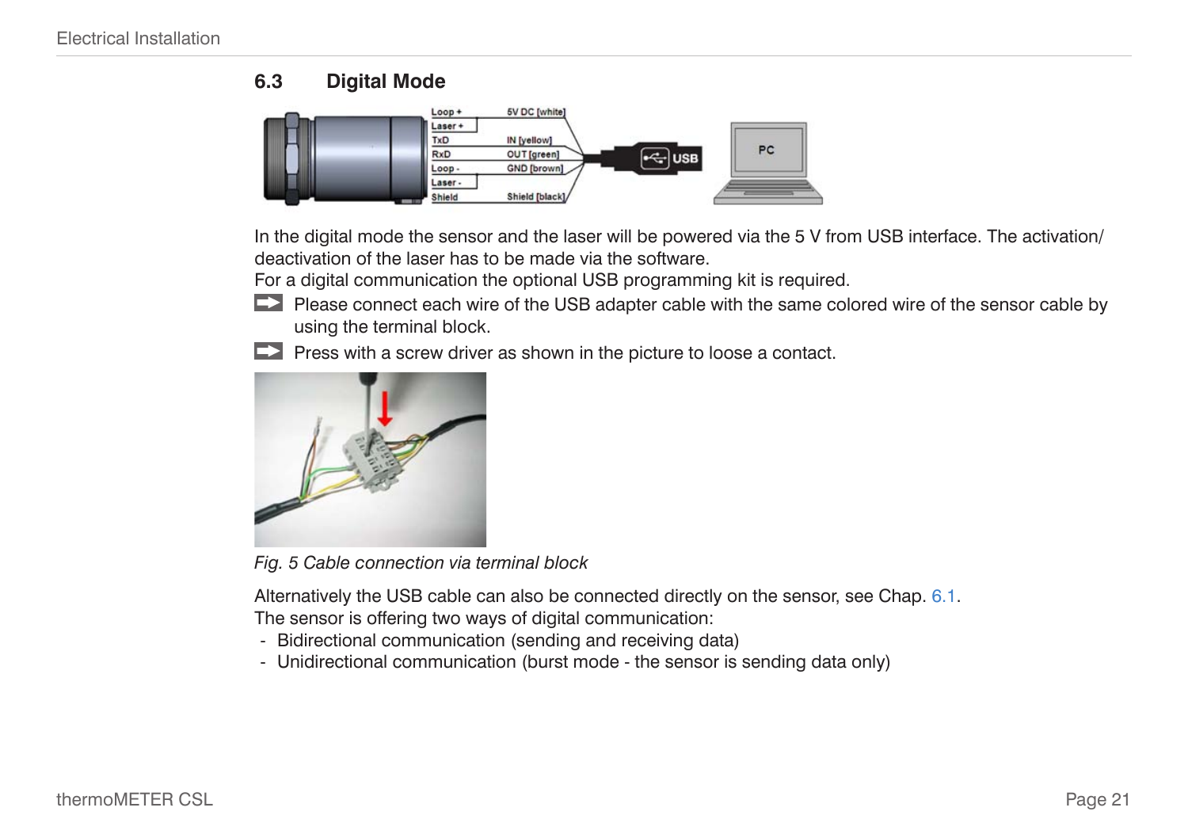## 6.3 Digital Mode

In the digital mode the sensor and the laser will be powered via the 5 V from USB interface. The activation/deactivation of the laser has to be made via the software.
For a digital communication the optional USB programming kit is required.

- Please connect each wire of the USB adapter cable with the same colored wire of the sensor cable by using the terminal block.
- Press with a screw driver as shown in the picture to loose a contact.

*Fig. 5 Cable connection via terminal block*

Alternatively the USB cable can also be connected directly on the sensor, see Chap. 6.1.
The sensor is offering two ways of digital communication:

- Bidirectional communication (sending and receiving data)
- Unidirectional communication (burst mode - the sensor is sending data only)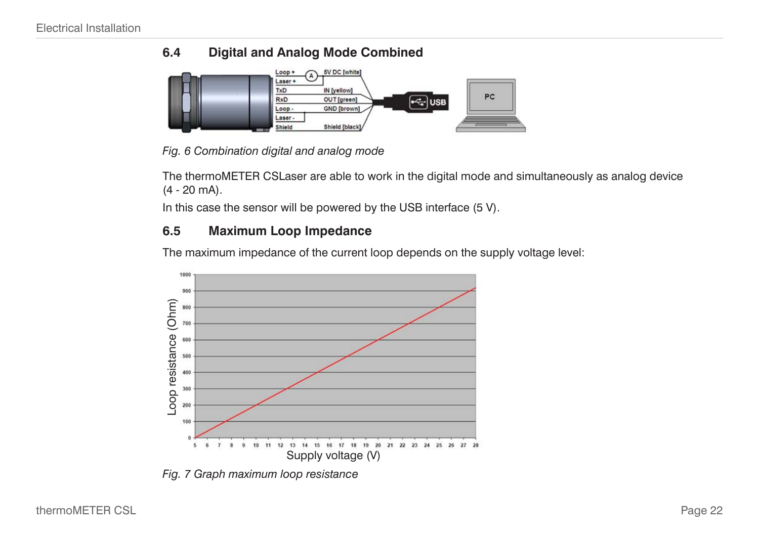## 6.4 Digital and Analog Mode Combined

*Fig. 6 Combination digital and analog mode*

The thermoMETER CSLaser are able to work in the digital mode and simultaneously as analog device (4 - 20 mA).

In this case the sensor will be powered by the USB interface (5 V).

## 6.5 Maximum Loop Impedance

The maximum impedance of the current loop depends on the supply voltage level:

*Fig. 7 Graph maximum loop resistance*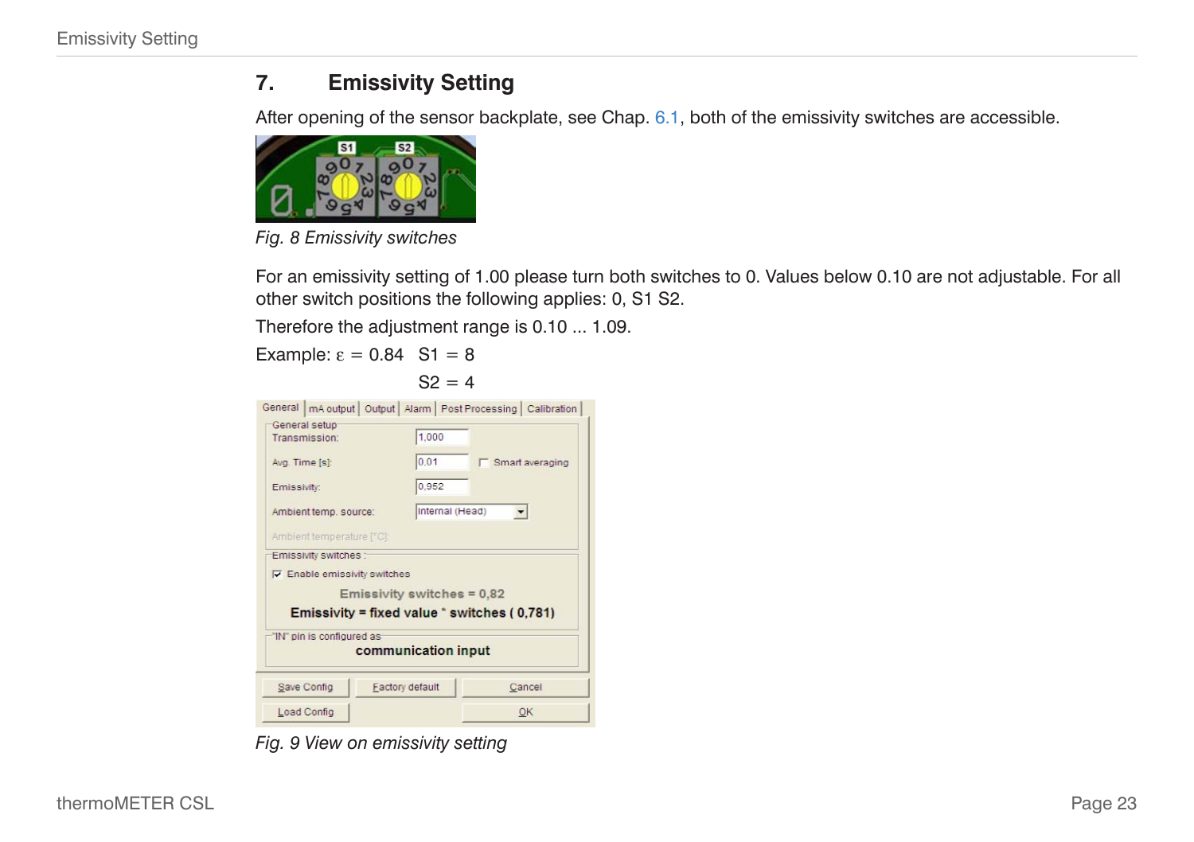# 7. Emissivity Setting

After opening of the sensor backplate, see Chap. 6.1, both of the emissivity switches are accessible.

*Fig. 8 Emissivity switches*

For an emissivity setting of 1.00 please turn both switches to 0. Values below 0.10 are not adjustable. For all other switch positions the following applies: 0, S1 S2.

Therefore the adjustment range is 0.10 ... 1.09.

Example: $\varepsilon = 0.84$ S1 = 8

S2 = 4

*Fig. 9 View on emissivity setting*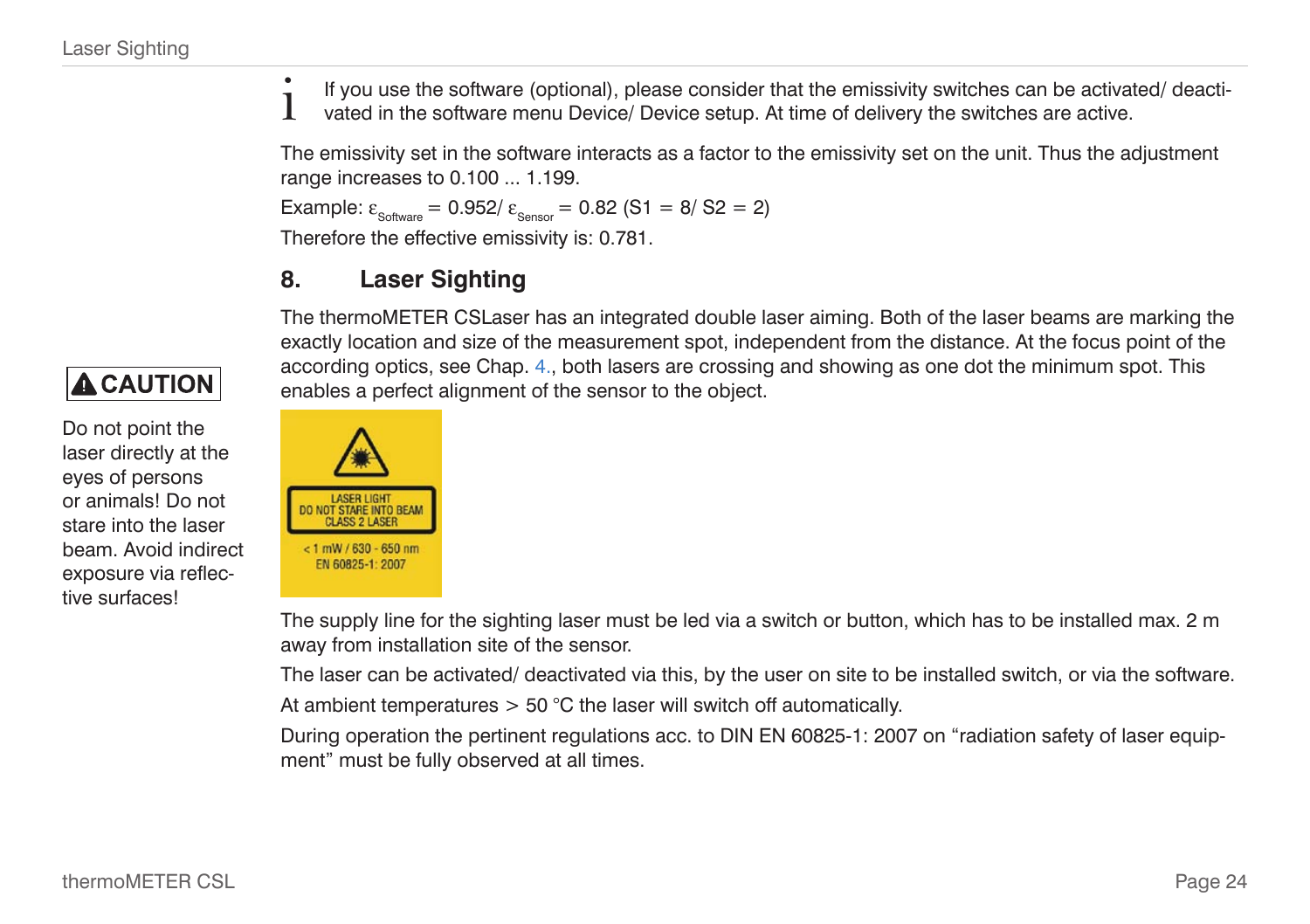i If you use the software (optional), please consider that the emissivity switches can be activated/ deactivated in the software menu Device/ Device setup. At time of delivery the switches are active.

The emissivity set in the software interacts as a factor to the emissivity set on the unit. Thus the adjustment range increases to 0.100 ... 1.199.

Example: $\varepsilon_{Software}$ = 0.952/ $\varepsilon_{Sensor}$ = 0.82 (S1 = 8/ S2 = 2)

Therefore the effective emissivity is: 0.781.

## 8. Laser Sighting

The thermoMETER CSLaser has an integrated double laser aiming. Both of the laser beams are marking the exactly location and size of the measurement spot, independent from the distance. At the focus point of the according optics, see Chap. 4., both lasers are crossing and showing as one dot the minimum spot. This enables a perfect alignment of the sensor to the object.

**CAUTION**

Do not point the laser directly at the eyes of persons or animals! Do not stare into the laser beam. Avoid indirect exposure via reflective surfaces!

LASER LIGHT
DO NOT STARE INTO BEAM
CLASS 2 LASER

< 1 mW / 630 - 650 nm
EN 60825-1: 2007

The supply line for the sighting laser must be led via a switch or button, which has to be installed max. 2 m away from installation site of the sensor.

The laser can be activated/ deactivated via this, by the user on site to be installed switch, or via the software.

At ambient temperatures > 50 °C the laser will switch off automatically.

During operation the pertinent regulations acc. to DIN EN 60825-1: 2007 on “radiation safety of laser equipment” must be fully observed at all times.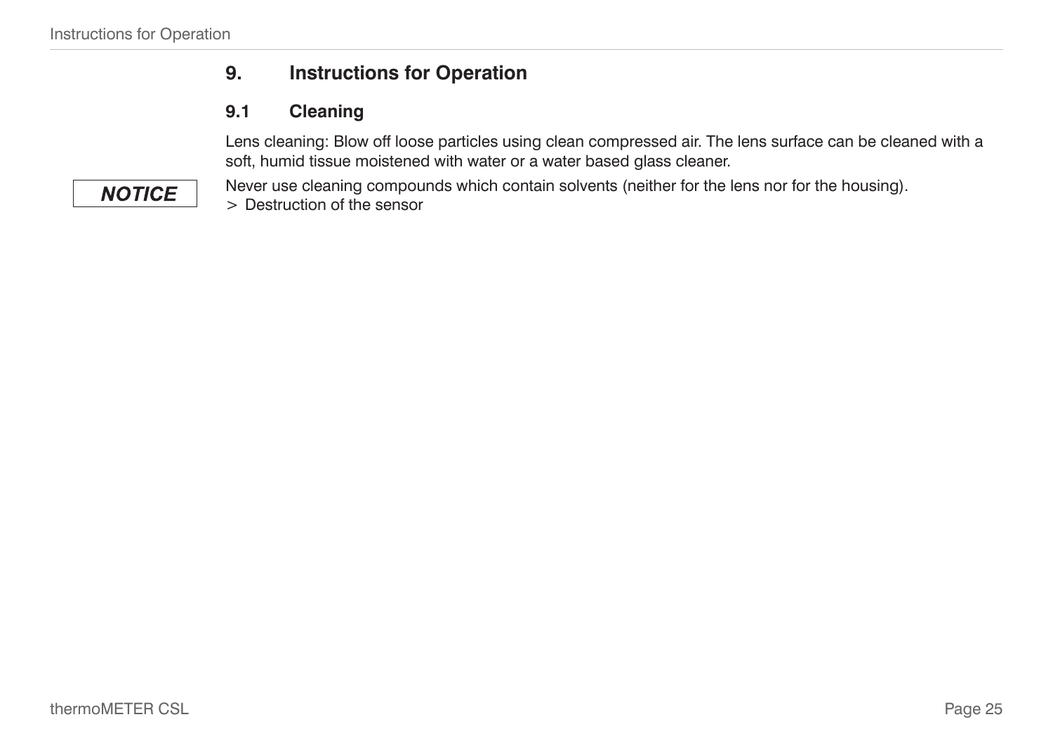## 9. Instructions for Operation

### 9.1 Cleaning

Lens cleaning: Blow off loose particles using clean compressed air. The lens surface can be cleaned with a soft, humid tissue moistened with water or a water based glass cleaner.

**NOTICE**

Never use cleaning compounds which contain solvents (neither for the lens nor for the housing).
> Destruction of the sensor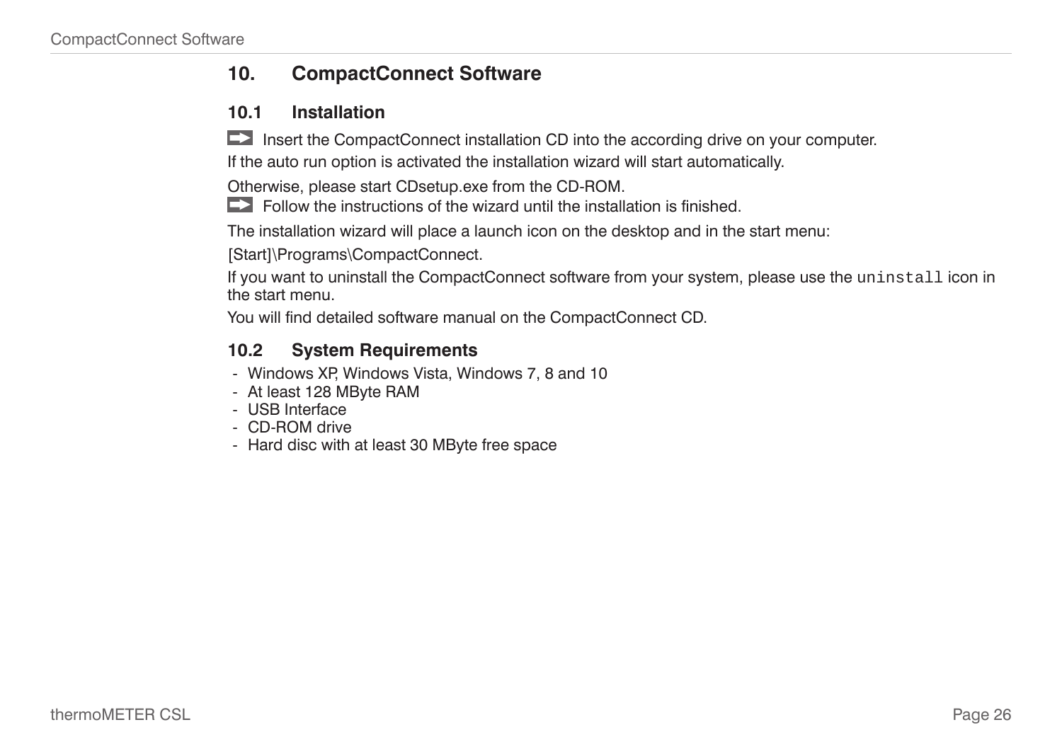# 10. CompactConnect Software

## 10.1 Installation

➡ Insert the CompactConnect installation CD into the according drive on your computer.

If the auto run option is activated the installation wizard will start automatically.

Otherwise, please start CDsetup.exe from the CD-ROM.

➡ Follow the instructions of the wizard until the installation is finished.

The installation wizard will place a launch icon on the desktop and in the start menu:

[Start]\Programs\CompactConnect.

If you want to uninstall the CompactConnect software from your system, please use the `uninstall` icon in the start menu.

You will find detailed software manual on the CompactConnect CD.

## 10.2 System Requirements

- Windows XP, Windows Vista, Windows 7, 8 and 10
- At least 128 MByte RAM
- USB Interface
- CD-ROM drive
- Hard disc with at least 30 MByte free space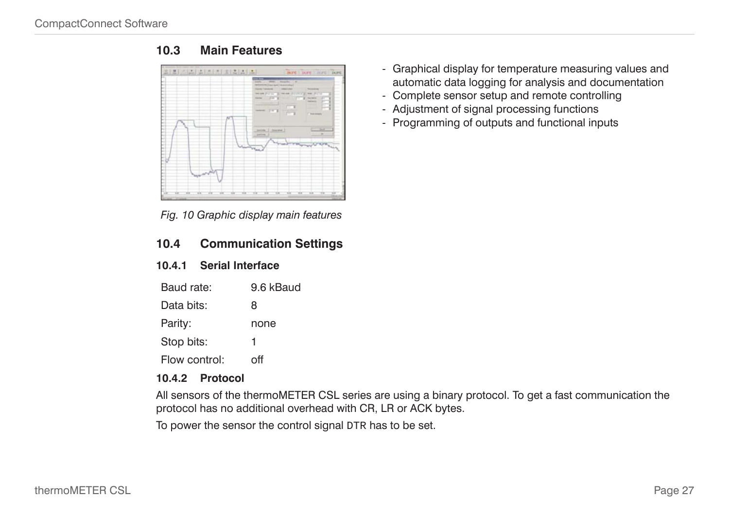## 10.3 Main Features

- Graphical display for temperature measuring values and automatic data logging for analysis and documentation
- Complete sensor setup and remote controlling
- Adjustment of signal processing functions
- Programming of outputs and functional inputs

*Fig. 10 Graphic display main features*

## 10.4 Communication Settings

### 10.4.1 Serial Interface

| | |
|---|---|
| Baud rate: | 9.6 kBaud |
| Data bits: | 8 |
| Parity: | none |
| Stop bits: | 1 |
| Flow control: | off |

### 10.4.2 Protocol

All sensors of the thermoMETER CSL series are using a binary protocol. To get a fast communication the protocol has no additional overhead with CR, LR or ACK bytes.

To power the sensor the control signal `DTR` has to be set.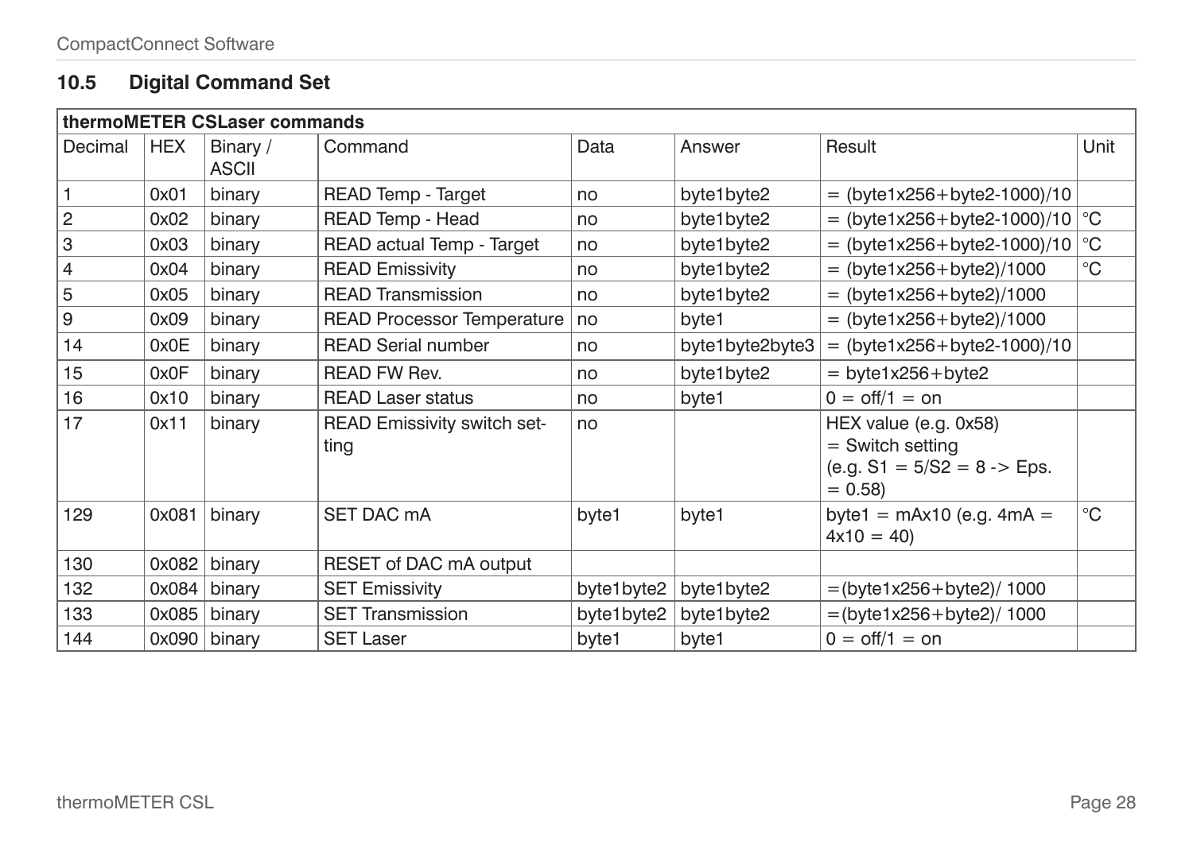## 10.5 Digital Command Set

| thermoMETER CSLaser commands | | | | | | | |
|---|---|---|---|---|---|---|---|
| Decimal | HEX | Binary / ASCII | Command | Data | Answer | Result | Unit |
| 1 | 0x01 | binary | READ Temp - Target | no | byte1byte2 | = (byte1x256+byte2-1000)/10 | |
| 2 | 0x02 | binary | READ Temp - Head | no | byte1byte2 | = (byte1x256+byte2-1000)/10 | °C |
| 3 | 0x03 | binary | READ actual Temp - Target | no | byte1byte2 | = (byte1x256+byte2-1000)/10 | °C |
| 4 | 0x04 | binary | READ Emissivity | no | byte1byte2 | = (byte1x256+byte2)/1000 | °C |
| 5 | 0x05 | binary | READ Transmission | no | byte1byte2 | = (byte1x256+byte2)/1000 | |
| 9 | 0x09 | binary | READ Processor Temperature | no | byte1 | = (byte1x256+byte2)/1000 | |
| 14 | 0x0E | binary | READ Serial number | no | byte1byte2byte3 | = (byte1x256+byte2-1000)/10 | |
| 15 | 0x0F | binary | READ FW Rev. | no | byte1byte2 | = byte1x256+byte2 | |
| 16 | 0x10 | binary | READ Laser status | no | byte1 | 0 = off/1 = on | |
| 17 | 0x11 | binary | READ Emissivity switch setting | no | | HEX value (e.g. 0x58) = Switch setting (e.g. S1 = 5/S2 = 8 -> Eps. = 0.58) | |
| 129 | 0x081 | binary | SET DAC mA | byte1 | byte1 | byte1 = mAx10 (e.g. 4mA = 4x10 = 40) | °C |
| 130 | 0x082 | binary | RESET of DAC mA output | | | | |
| 132 | 0x084 | binary | SET Emissivity | byte1byte2 | byte1byte2 | =(byte1x256+byte2)/ 1000 | |
| 133 | 0x085 | binary | SET Transmission | byte1byte2 | byte1byte2 | =(byte1x256+byte2)/ 1000 | |
| 144 | 0x090 | binary | SET Laser | byte1 | byte1 | 0 = off/1 = on | |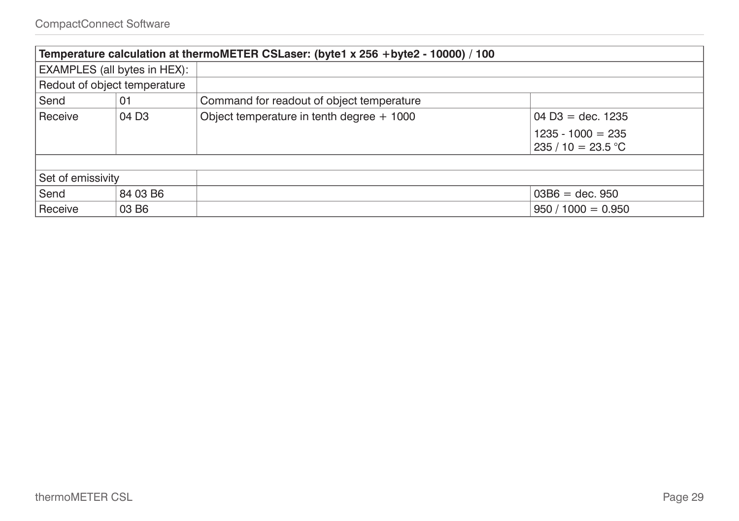| **Temperature calculation at thermoMETER CSLaser: (byte1 x 256 +byte2 - 10000) / 100** | | | |
|---|---|---|---|
| EXAMPLES (all bytes in HEX): | | | |
| Redout of object temperature | | | |
| Send | 01 | Command for readout of object temperature | |
| Receive | 04 D3 | Object temperature in tenth degree + 1000 | 04 D3 = dec. 1235<br>1235 - 1000 = 235<br>235 / 10 = 23.5 °C |
| | | | |
| Set of emissivity | | | |
| Send | 84 03 B6 | | 03B6 = dec. 950 |
| Receive | 03 B6 | | 950 / 1000 = 0.950 |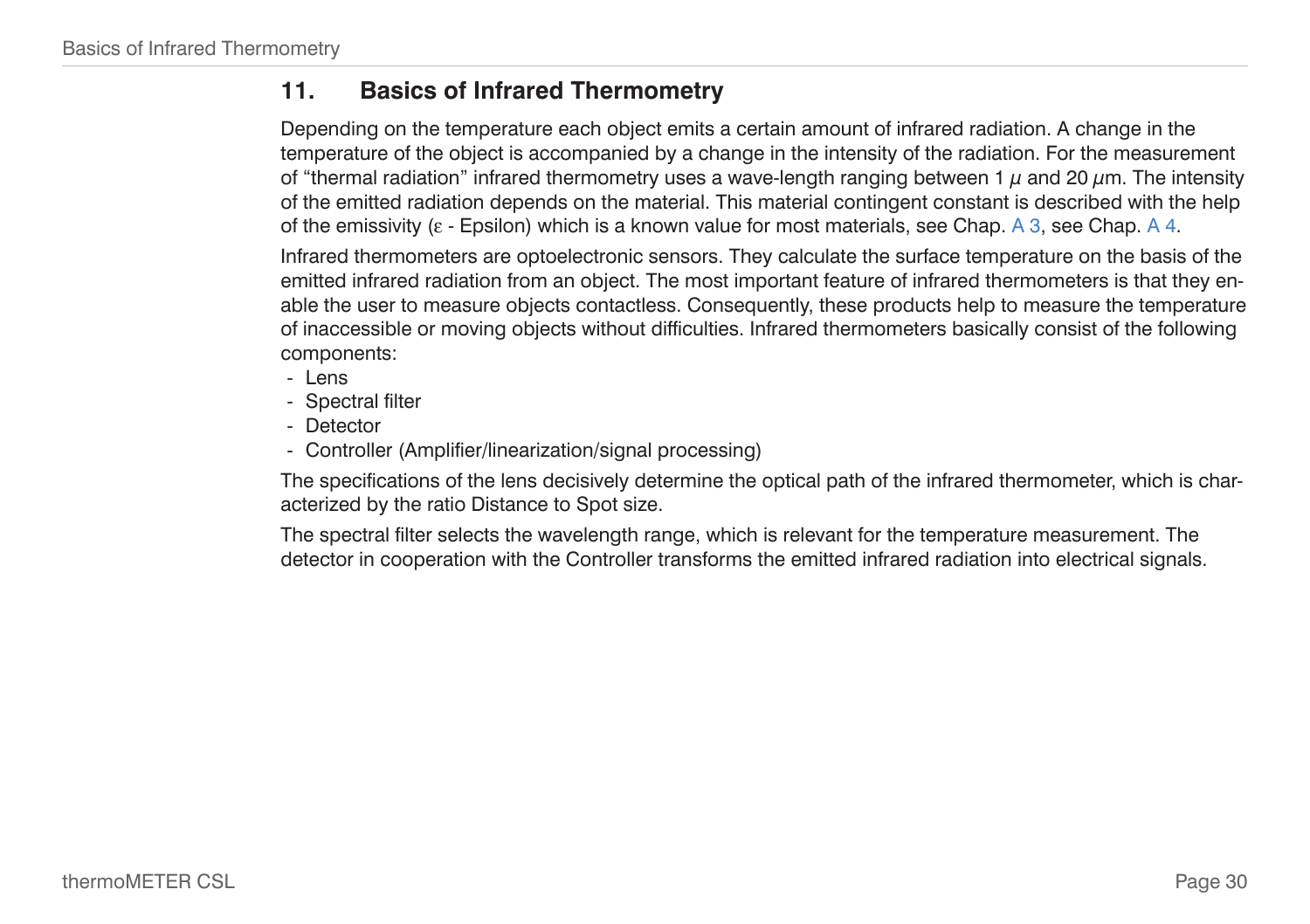# 11. Basics of Infrared Thermometry

Depending on the temperature each object emits a certain amount of infrared radiation. A change in the temperature of the object is accompanied by a change in the intensity of the radiation. For the measurement of “thermal radiation” infrared thermometry uses a wave-length ranging between 1 $\mu$ and 20 $\mu$m. The intensity of the emitted radiation depends on the material. This material contingent constant is described with the help of the emissivity ($\varepsilon$ - Epsilon) which is a known value for most materials, see Chap. A 3, see Chap. A 4.

Infrared thermometers are optoelectronic sensors. They calculate the surface temperature on the basis of the emitted infrared radiation from an object. The most important feature of infrared thermometers is that they enable the user to measure objects contactless. Consequently, these products help to measure the temperature of inaccessible or moving objects without difficulties. Infrared thermometers basically consist of the following components:

- Lens
- Spectral filter
- Detector
- Controller (Amplifier/linearization/signal processing)

The specifications of the lens decisively determine the optical path of the infrared thermometer, which is characterized by the ratio Distance to Spot size.

The spectral filter selects the wavelength range, which is relevant for the temperature measurement. The detector in cooperation with the Controller transforms the emitted infrared radiation into electrical signals.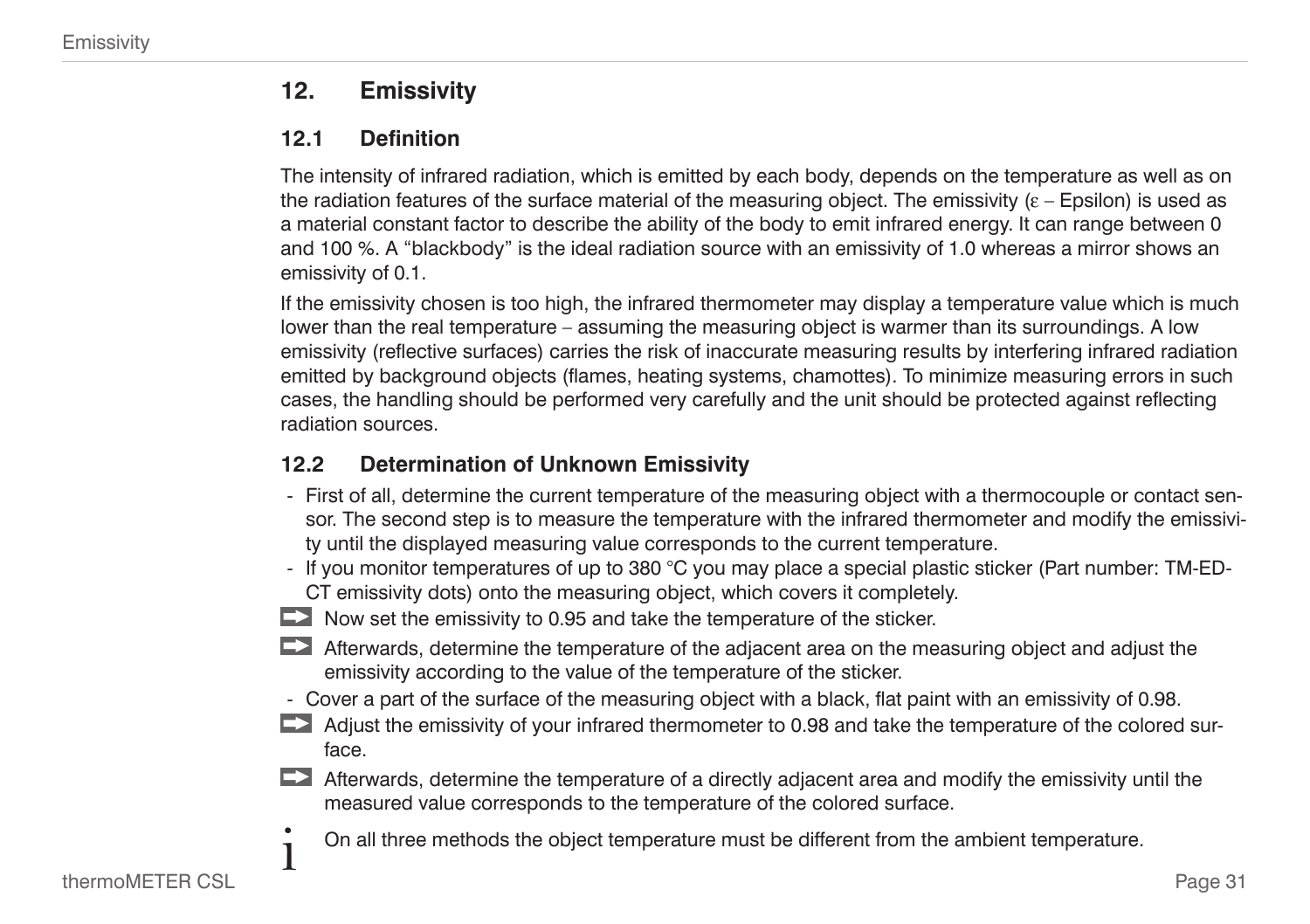## 12. Emissivity

### 12.1 Definition

The intensity of infrared radiation, which is emitted by each body, depends on the temperature as well as on the radiation features of the surface material of the measuring object. The emissivity (ε – Epsilon) is used as a material constant factor to describe the ability of the body to emit infrared energy. It can range between 0 and 100 %. A "blackbody" is the ideal radiation source with an emissivity of 1.0 whereas a mirror shows an emissivity of 0.1.

If the emissivity chosen is too high, the infrared thermometer may display a temperature value which is much lower than the real temperature – assuming the measuring object is warmer than its surroundings. A low emissivity (reflective surfaces) carries the risk of inaccurate measuring results by interfering infrared radiation emitted by background objects (flames, heating systems, chamottes). To minimize measuring errors in such cases, the handling should be performed very carefully and the unit should be protected against reflecting radiation sources.

### 12.2 Determination of Unknown Emissivity

- First of all, determine the current temperature of the measuring object with a thermocouple or contact sensor. The second step is to measure the temperature with the infrared thermometer and modify the emissivity until the displayed measuring value corresponds to the current temperature.
- If you monitor temperatures of up to 380 °C you may place a special plastic sticker (Part number: TM-ED-CT emissivity dots) onto the measuring object, which covers it completely.

➡ Now set the emissivity to 0.95 and take the temperature of the sticker.

➡ Afterwards, determine the temperature of the adjacent area on the measuring object and adjust the emissivity according to the value of the temperature of the sticker.

- Cover a part of the surface of the measuring object with a black, flat paint with an emissivity of 0.98.

➡ Adjust the emissivity of your infrared thermometer to 0.98 and take the temperature of the colored surface.

➡ Afterwards, determine the temperature of a directly adjacent area and modify the emissivity until the measured value corresponds to the temperature of the colored surface.

i On all three methods the object temperature must be different from the ambient temperature.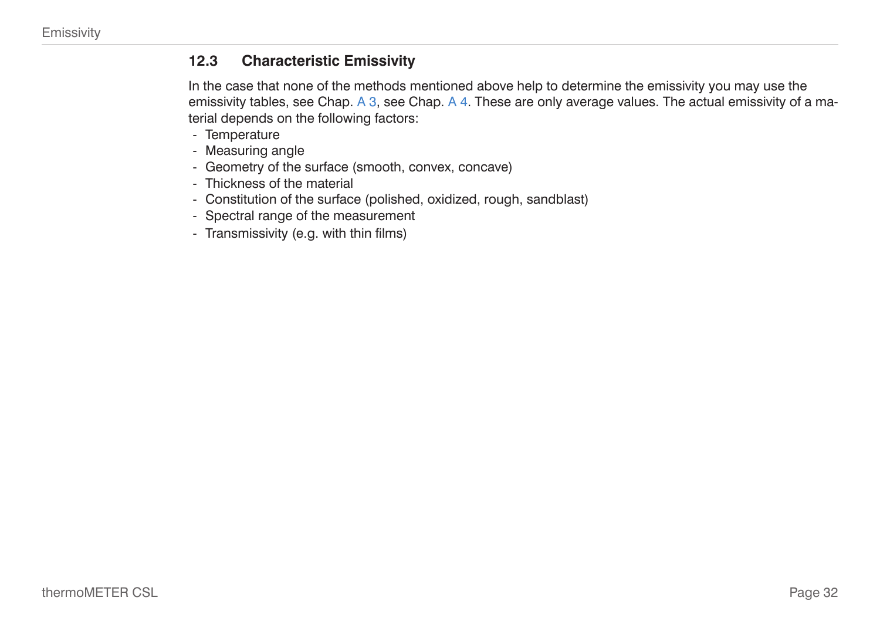## 12.3 Characteristic Emissivity

In the case that none of the methods mentioned above help to determine the emissivity you may use the emissivity tables, see Chap. A 3, see Chap. A 4. These are only average values. The actual emissivity of a material depends on the following factors:

- Temperature
- Measuring angle
- Geometry of the surface (smooth, convex, concave)
- Thickness of the material
- Constitution of the surface (polished, oxidized, rough, sandblast)
- Spectral range of the measurement
- Transmissivity (e.g. with thin films)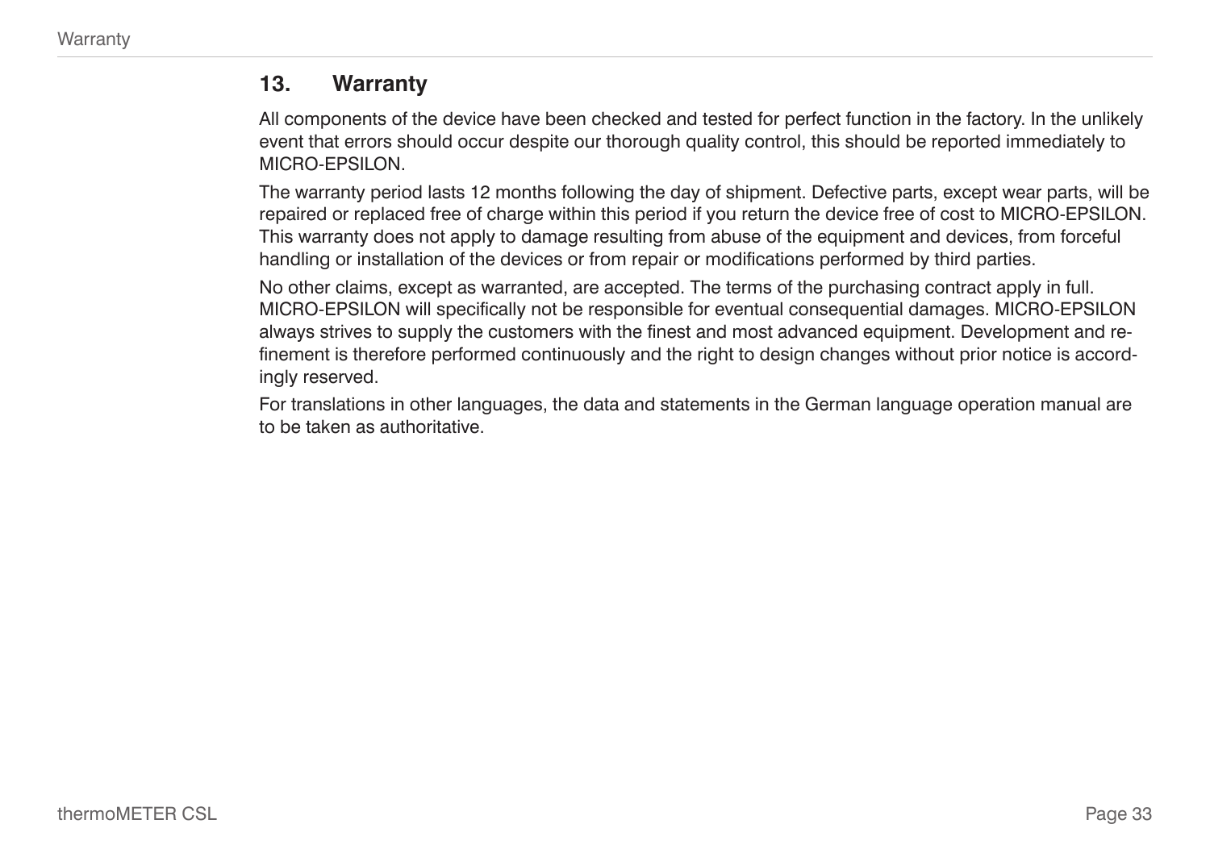## 13. Warranty

All components of the device have been checked and tested for perfect function in the factory. In the unlikely event that errors should occur despite our thorough quality control, this should be reported immediately to MICRO-EPSILON.

The warranty period lasts 12 months following the day of shipment. Defective parts, except wear parts, will be repaired or replaced free of charge within this period if you return the device free of cost to MICRO-EPSILON. This warranty does not apply to damage resulting from abuse of the equipment and devices, from forceful handling or installation of the devices or from repair or modifications performed by third parties.

No other claims, except as warranted, are accepted. The terms of the purchasing contract apply in full. MICRO-EPSILON will specifically not be responsible for eventual consequential damages. MICRO-EPSILON always strives to supply the customers with the finest and most advanced equipment. Development and refinement is therefore performed continuously and the right to design changes without prior notice is accordingly reserved.

For translations in other languages, the data and statements in the German language operation manual are to be taken as authoritative.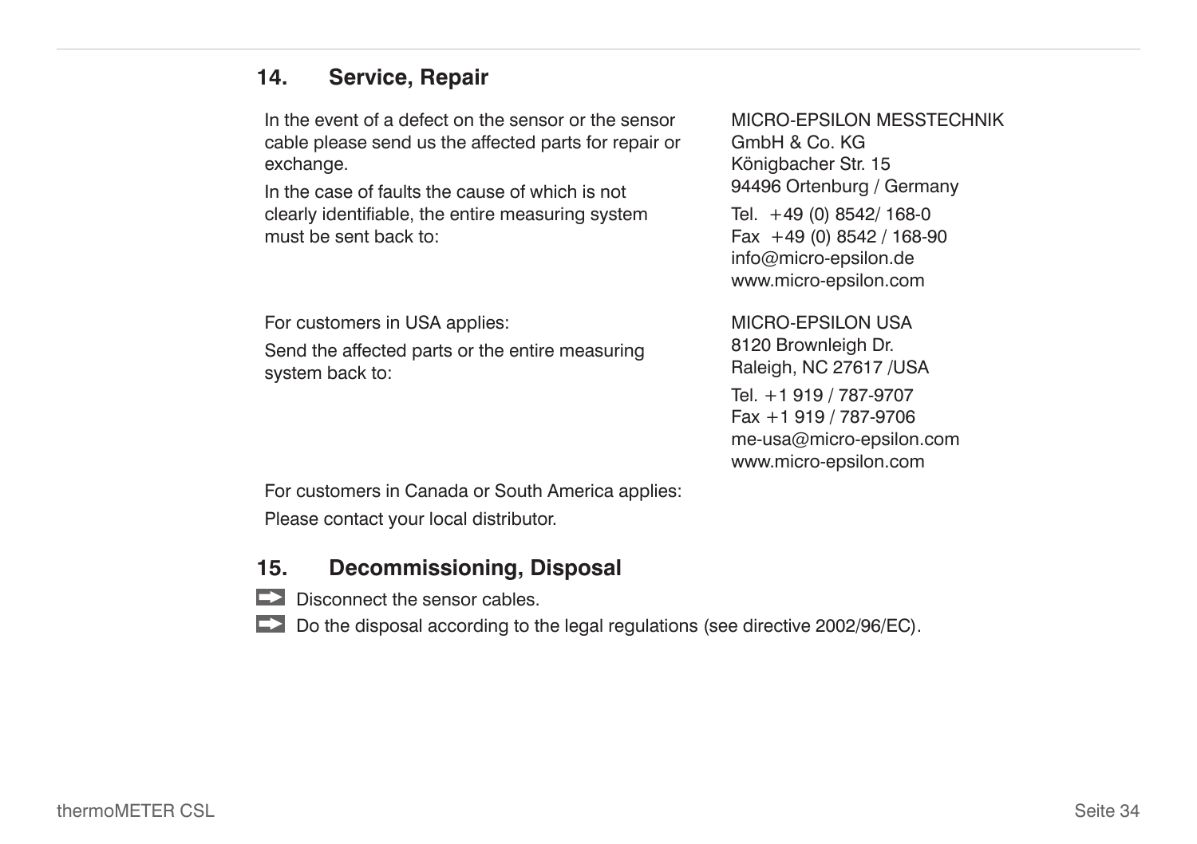## 14. Service, Repair

In the event of a defect on the sensor or the sensor cable please send us the affected parts for repair or exchange.

In the case of faults the cause of which is not clearly identifiable, the entire measuring system must be sent back to:

MICRO-EPSILON MESSTECHNIK
GmbH & Co. KG
Königbacher Str. 15
94496 Ortenburg / Germany

Tel. +49 (0) 8542/ 168-0
Fax +49 (0) 8542 / 168-90
info@micro-epsilon.de
www.micro-epsilon.com

For customers in USA applies:

Send the affected parts or the entire measuring system back to:

MICRO-EPSILON USA
8120 Brownleigh Dr.
Raleigh, NC 27617 /USA

Tel. +1 919 / 787-9707
Fax +1 919 / 787-9706
me-usa@micro-epsilon.com
www.micro-epsilon.com

For customers in Canada or South America applies:

Please contact your local distributor.

## 15. Decommissioning, Disposal

- Disconnect the sensor cables.
- Do the disposal according to the legal regulations (see directive 2002/96/EC).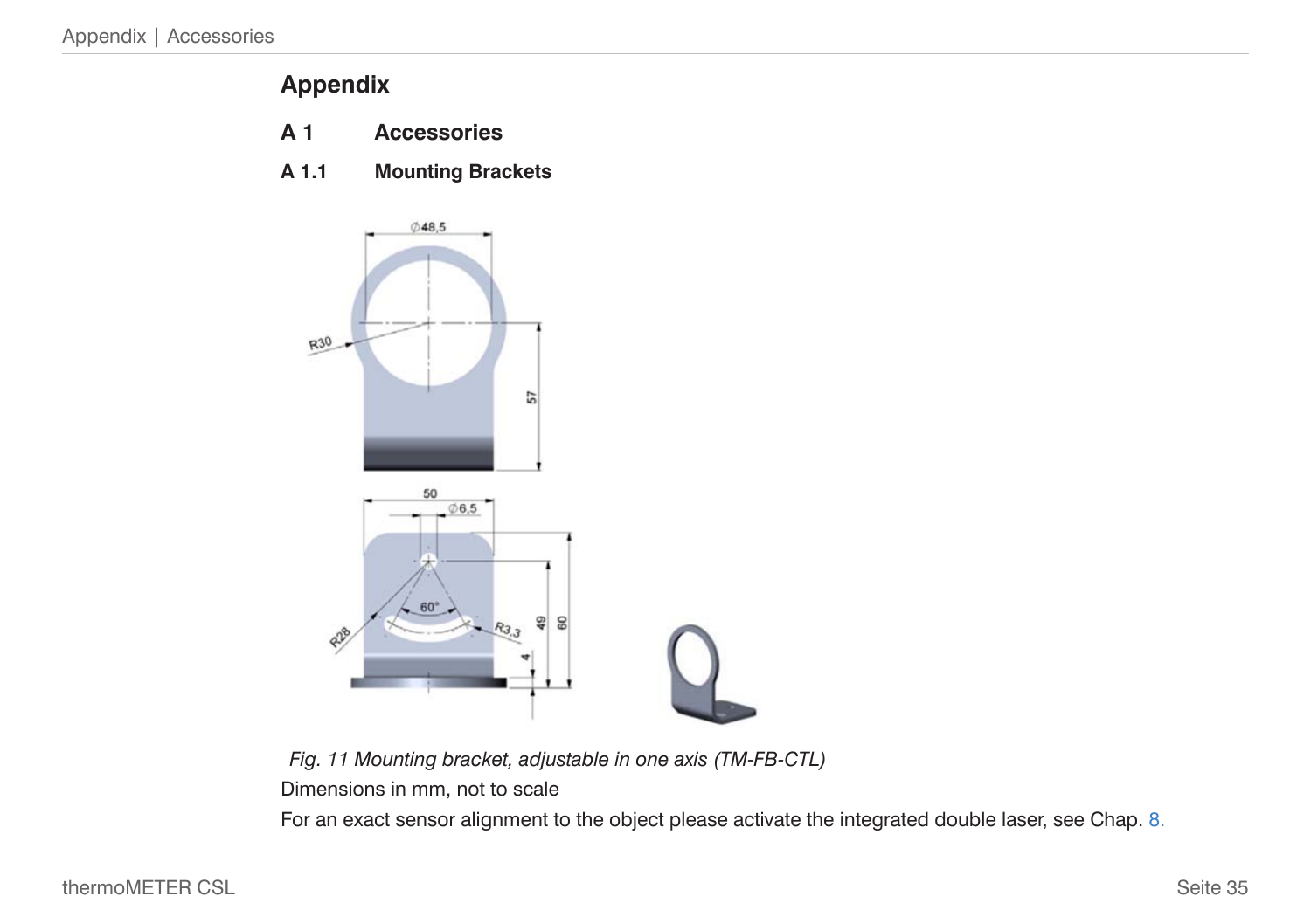# Appendix

## A 1 Accessories

### A 1.1 Mounting Brackets

*Fig. 11 Mounting bracket, adjustable in one axis (TM-FB-CTL)*

Dimensions in mm, not to scale

For an exact sensor alignment to the object please activate the integrated double laser, see Chap. 8.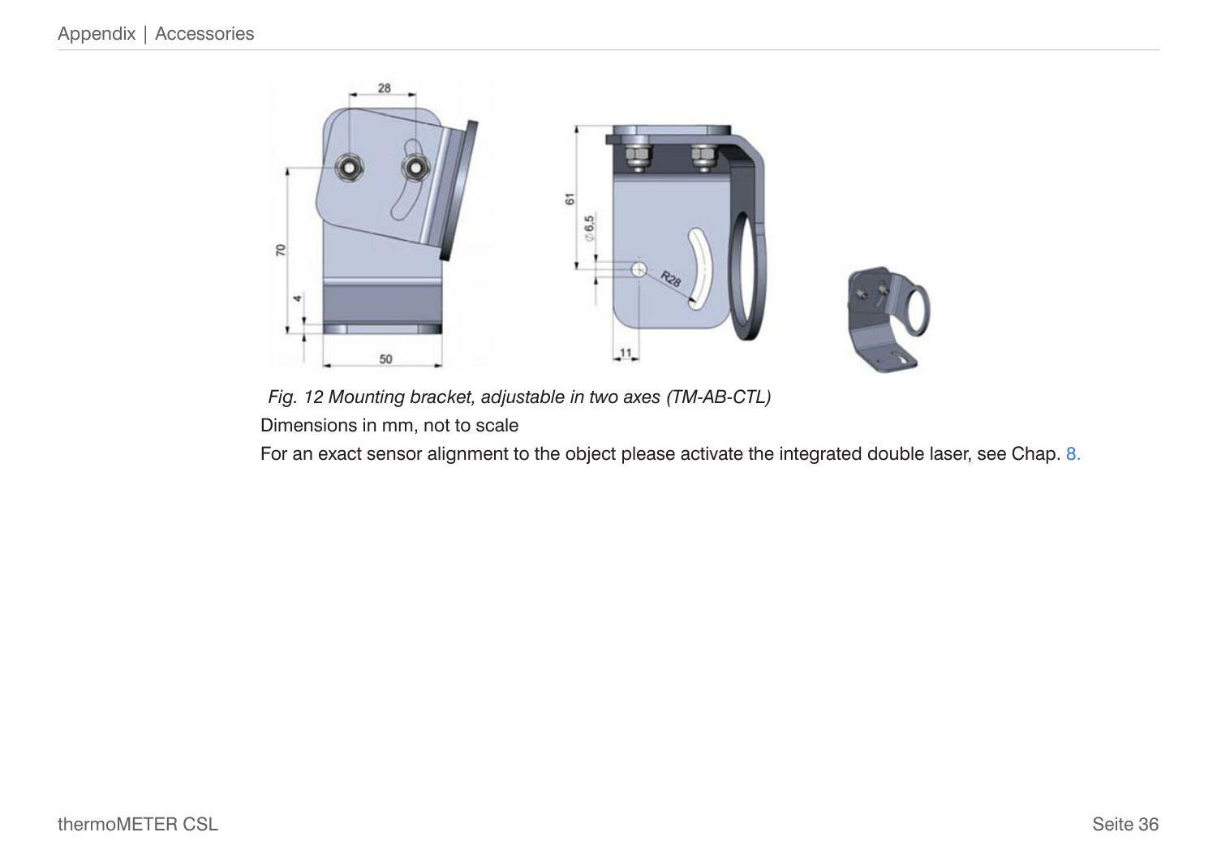*Fig. 12 Mounting bracket, adjustable in two axes (TM-AB-CTL)*

Dimensions in mm, not to scale

For an exact sensor alignment to the object please activate the integrated double laser, see Chap. 8.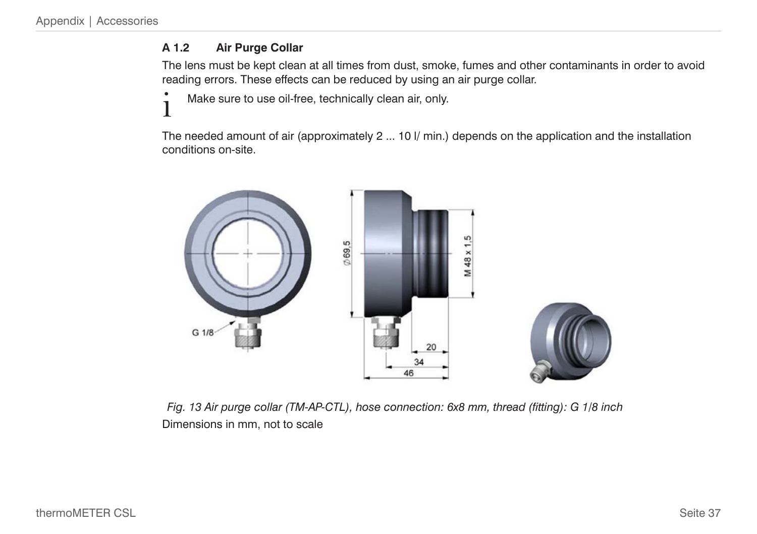## A 1.2 Air Purge Collar

The lens must be kept clean at all times from dust, smoke, fumes and other contaminants in order to avoid reading errors. These effects can be reduced by using an air purge collar.

> **i** Make sure to use oil-free, technically clean air, only.

The needed amount of air (approximately 2 ... 10 l/ min.) depends on the application and the installation conditions on-site.

*Fig. 13 Air purge collar (TM-AP-CTL), hose connection: 6x8 mm, thread (fitting): G 1/8 inch*

Dimensions in mm, not to scale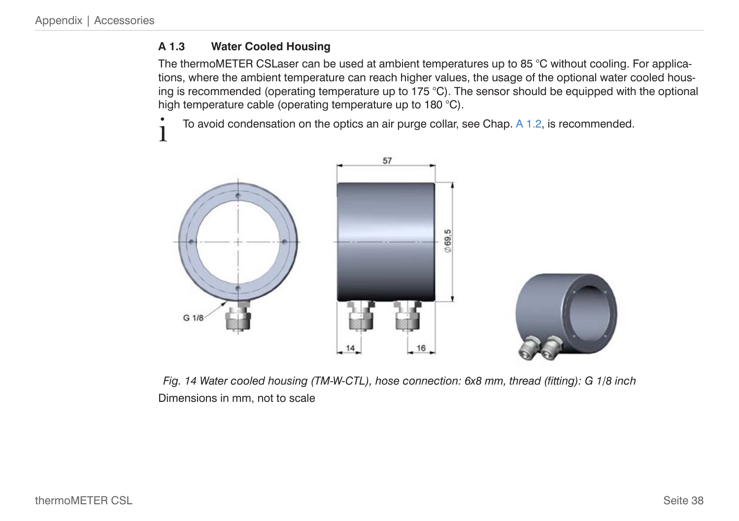### A 1.3 Water Cooled Housing

The thermoMETER CSLaser can be used at ambient temperatures up to 85 °C without cooling. For applications, where the ambient temperature can reach higher values, the usage of the optional water cooled housing is recommended (operating temperature up to 175 °C). The sensor should be equipped with the optional high temperature cable (operating temperature up to 180 °C).

i To avoid condensation on the optics an air purge collar, see Chap. A 1.2, is recommended.

*Fig. 14 Water cooled housing (TM-W-CTL), hose connection: 6x8 mm, thread (fitting): G 1/8 inch*

Dimensions in mm, not to scale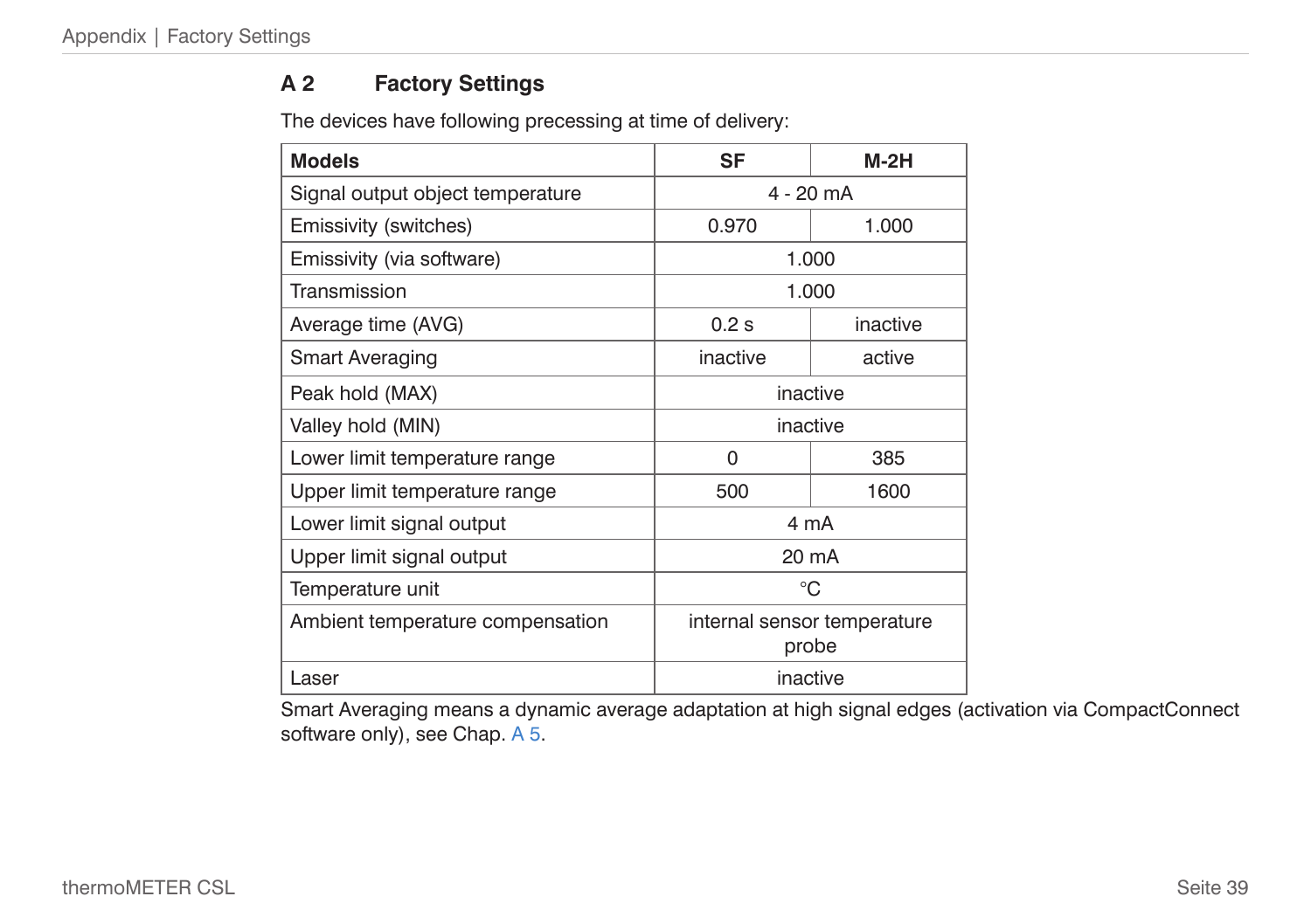## A 2 Factory Settings

The devices have following precessing at time of delivery:

| Models | SF | M-2H |
|---|---|---|
| Signal output object temperature | 4 - 20 mA | |
| Emissivity (switches) | 0.970 | 1.000 |
| Emissivity (via software) | 1.000 | |
| Transmission | 1.000 | |
| Average time (AVG) | 0.2 s | inactive |
| Smart Averaging | inactive | active |
| Peak hold (MAX) | inactive | |
| Valley hold (MIN) | inactive | |
| Lower limit temperature range | 0 | 385 |
| Upper limit temperature range | 500 | 1600 |
| Lower limit signal output | 4 mA | |
| Upper limit signal output | 20 mA | |
| Temperature unit | °C | |
| Ambient temperature compensation | internal sensor temperature probe | |
| Laser | inactive | |

Smart Averaging means a dynamic average adaptation at high signal edges (activation via CompactConnect software only), see Chap. A 5.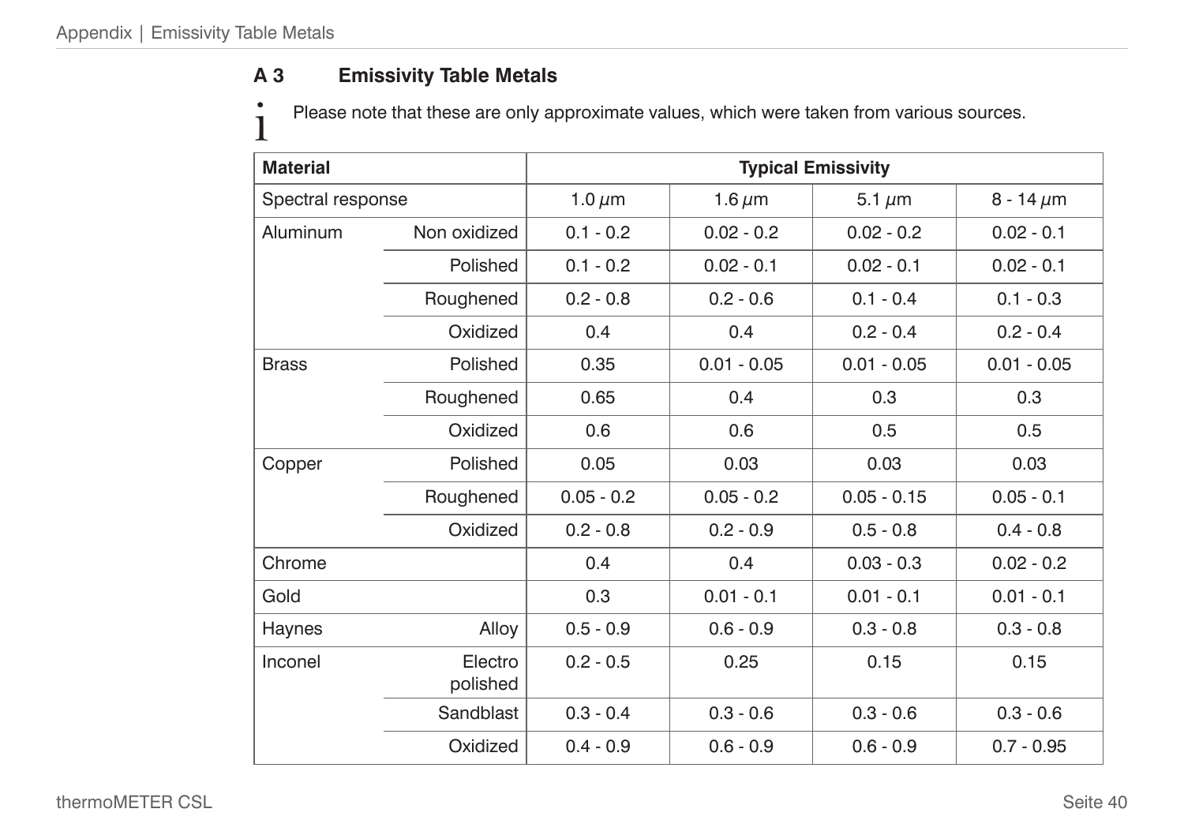## A 3 Emissivity Table Metals

Please note that these are only approximate values, which were taken from various sources.

| Material | | Typical Emissivity | | | |
|---|---|---|---|---|---|
| Spectral response | | 1.0 µm | 1.6 µm | 5.1 µm | 8 - 14 µm |
| Aluminum | Non oxidized | 0.1 - 0.2 | 0.02 - 0.2 | 0.02 - 0.2 | 0.02 - 0.1 |
| | Polished | 0.1 - 0.2 | 0.02 - 0.1 | 0.02 - 0.1 | 0.02 - 0.1 |
| | Roughened | 0.2 - 0.8 | 0.2 - 0.6 | 0.1 - 0.4 | 0.1 - 0.3 |
| | Oxidized | 0.4 | 0.4 | 0.2 - 0.4 | 0.2 - 0.4 |
| Brass | Polished | 0.35 | 0.01 - 0.05 | 0.01 - 0.05 | 0.01 - 0.05 |
| | Roughened | 0.65 | 0.4 | 0.3 | 0.3 |
| | Oxidized | 0.6 | 0.6 | 0.5 | 0.5 |
| Copper | Polished | 0.05 | 0.03 | 0.03 | 0.03 |
| | Roughened | 0.05 - 0.2 | 0.05 - 0.2 | 0.05 - 0.15 | 0.05 - 0.1 |
| | Oxidized | 0.2 - 0.8 | 0.2 - 0.9 | 0.5 - 0.8 | 0.4 - 0.8 |
| Chrome | | 0.4 | 0.4 | 0.03 - 0.3 | 0.02 - 0.2 |
| Gold | | 0.3 | 0.01 - 0.1 | 0.01 - 0.1 | 0.01 - 0.1 |
| Haynes | Alloy | 0.5 - 0.9 | 0.6 - 0.9 | 0.3 - 0.8 | 0.3 - 0.8 |
| Inconel | Electro polished | 0.2 - 0.5 | 0.25 | 0.15 | 0.15 |
| | Sandblast | 0.3 - 0.4 | 0.3 - 0.6 | 0.3 - 0.6 | 0.3 - 0.6 |
| | Oxidized | 0.4 - 0.9 | 0.6 - 0.9 | 0.6 - 0.9 | 0.7 - 0.95 |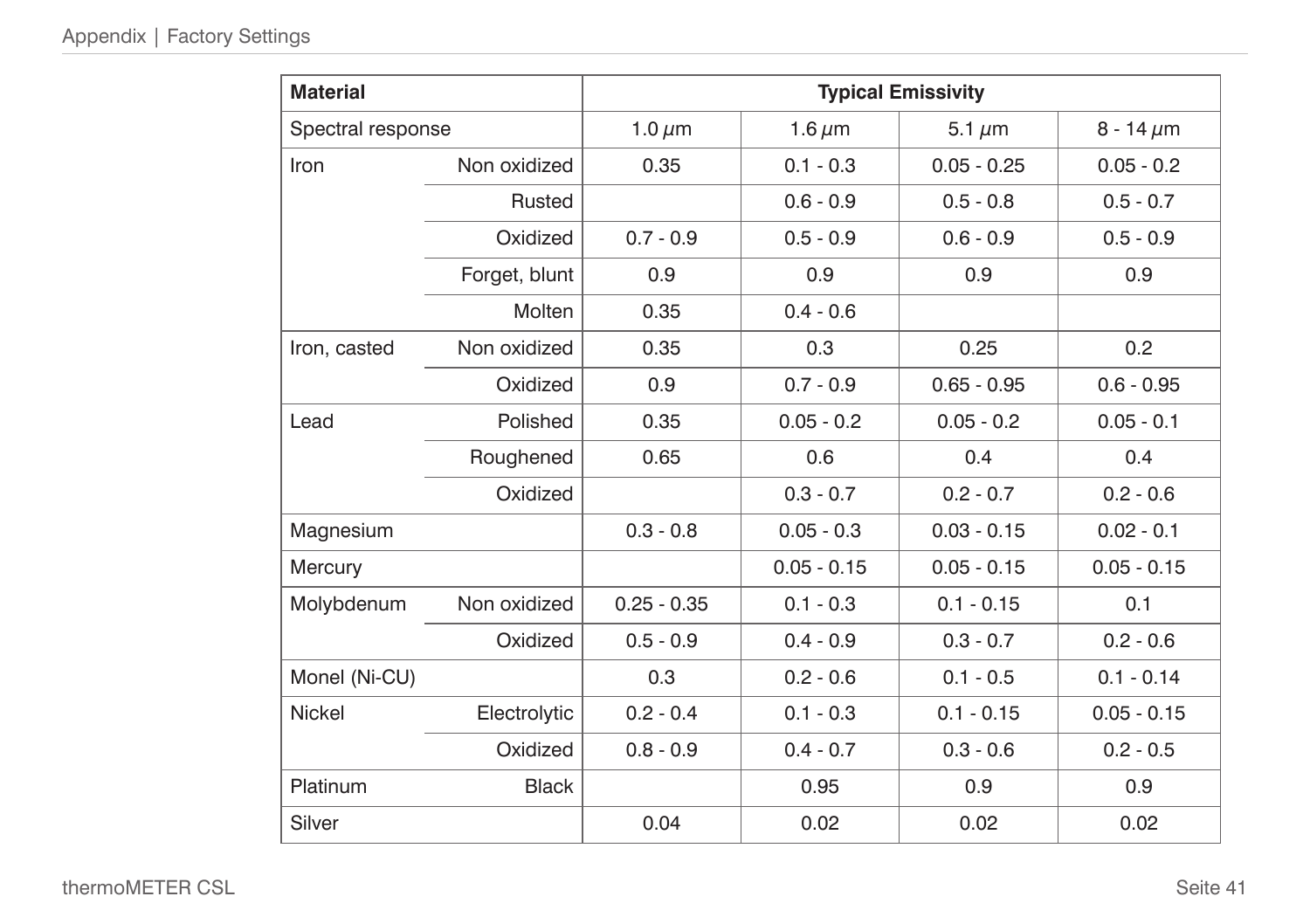| Material | | Typical Emissivity | | | |
|---|---|---|---|---|---|
| Spectral response | | 1.0 $\mu$m | 1.6 $\mu$m | 5.1 $\mu$m | 8 - 14 $\mu$m |
| Iron | Non oxidized | 0.35 | 0.1 - 0.3 | 0.05 - 0.25 | 0.05 - 0.2 |
| | Rusted | | 0.6 - 0.9 | 0.5 - 0.8 | 0.5 - 0.7 |
| | Oxidized | 0.7 - 0.9 | 0.5 - 0.9 | 0.6 - 0.9 | 0.5 - 0.9 |
| | Forget, blunt | 0.9 | 0.9 | 0.9 | 0.9 |
| | Molten | 0.35 | 0.4 - 0.6 | | |
| Iron, casted | Non oxidized | 0.35 | 0.3 | 0.25 | 0.2 |
| | Oxidized | 0.9 | 0.7 - 0.9 | 0.65 - 0.95 | 0.6 - 0.95 |
| Lead | Polished | 0.35 | 0.05 - 0.2 | 0.05 - 0.2 | 0.05 - 0.1 |
| | Roughened | 0.65 | 0.6 | 0.4 | 0.4 |
| | Oxidized | | 0.3 - 0.7 | 0.2 - 0.7 | 0.2 - 0.6 |
| Magnesium | | 0.3 - 0.8 | 0.05 - 0.3 | 0.03 - 0.15 | 0.02 - 0.1 |
| Mercury | | | 0.05 - 0.15 | 0.05 - 0.15 | 0.05 - 0.15 |
| Molybdenum | Non oxidized | 0.25 - 0.35 | 0.1 - 0.3 | 0.1 - 0.15 | 0.1 |
| | Oxidized | 0.5 - 0.9 | 0.4 - 0.9 | 0.3 - 0.7 | 0.2 - 0.6 |
| Monel (Ni-CU) | | 0.3 | 0.2 - 0.6 | 0.1 - 0.5 | 0.1 - 0.14 |
| Nickel | Electrolytic | 0.2 - 0.4 | 0.1 - 0.3 | 0.1 - 0.15 | 0.05 - 0.15 |
| | Oxidized | 0.8 - 0.9 | 0.4 - 0.7 | 0.3 - 0.6 | 0.2 - 0.5 |
| Platinum | Black | | 0.95 | 0.9 | 0.9 |
| Silver | | 0.04 | 0.02 | 0.02 | 0.02 |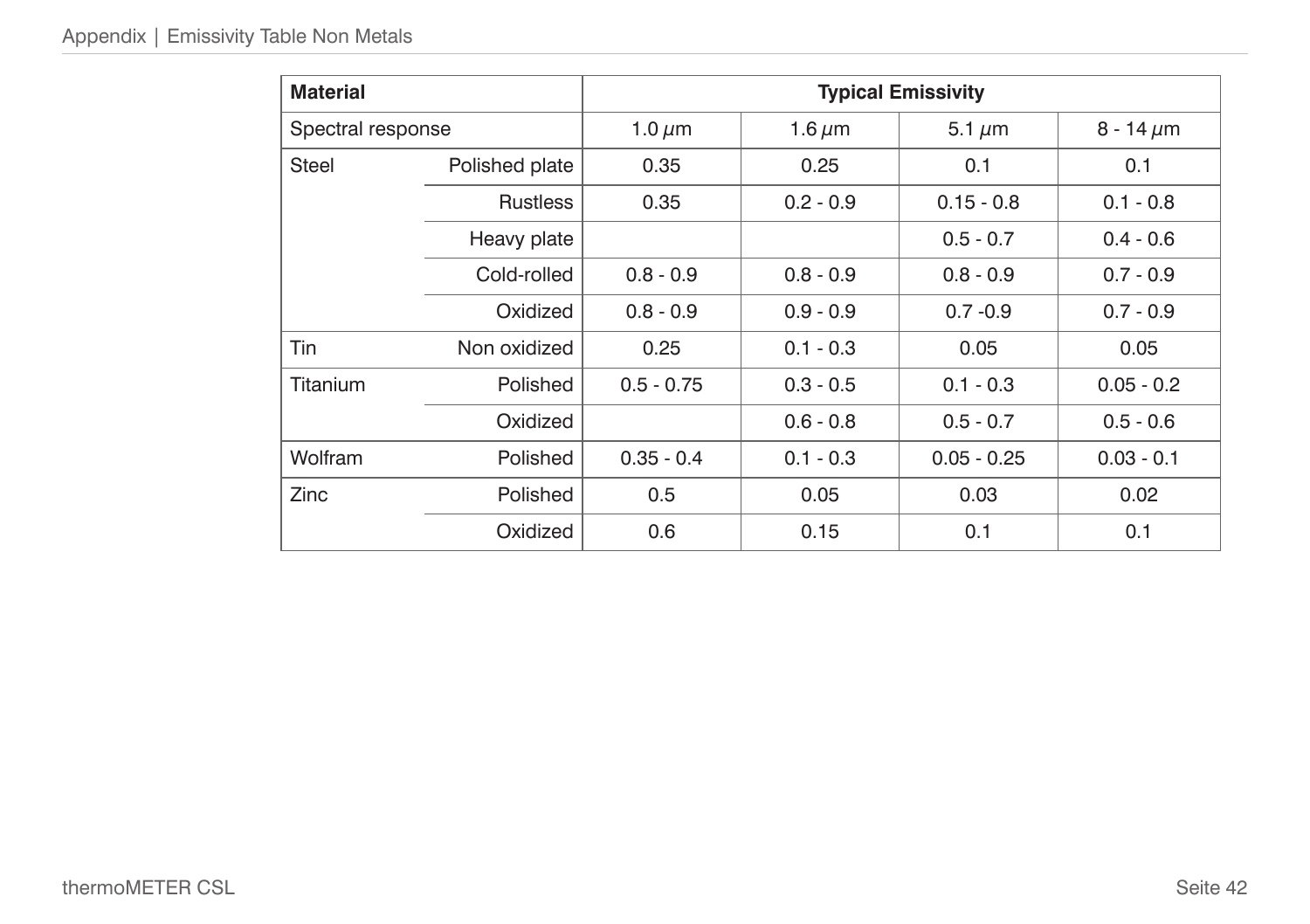| Material | | Typical Emissivity | | | |
|---|---|---|---|---|---|
| Spectral response | | 1.0 µm | 1.6 µm | 5.1 µm | 8 - 14 µm |
| Steel | Polished plate | 0.35 | 0.25 | 0.1 | 0.1 |
| | Rustless | 0.35 | 0.2 - 0.9 | 0.15 - 0.8 | 0.1 - 0.8 |
| | Heavy plate | | | 0.5 - 0.7 | 0.4 - 0.6 |
| | Cold-rolled | 0.8 - 0.9 | 0.8 - 0.9 | 0.8 - 0.9 | 0.7 - 0.9 |
| | Oxidized | 0.8 - 0.9 | 0.9 - 0.9 | 0.7 -0.9 | 0.7 - 0.9 |
| Tin | Non oxidized | 0.25 | 0.1 - 0.3 | 0.05 | 0.05 |
| Titanium | Polished | 0.5 - 0.75 | 0.3 - 0.5 | 0.1 - 0.3 | 0.05 - 0.2 |
| | Oxidized | | 0.6 - 0.8 | 0.5 - 0.7 | 0.5 - 0.6 |
| Wolfram | Polished | 0.35 - 0.4 | 0.1 - 0.3 | 0.05 - 0.25 | 0.03 - 0.1 |
| Zinc | Polished | 0.5 | 0.05 | 0.03 | 0.02 |
| | Oxidized | 0.6 | 0.15 | 0.1 | 0.1 |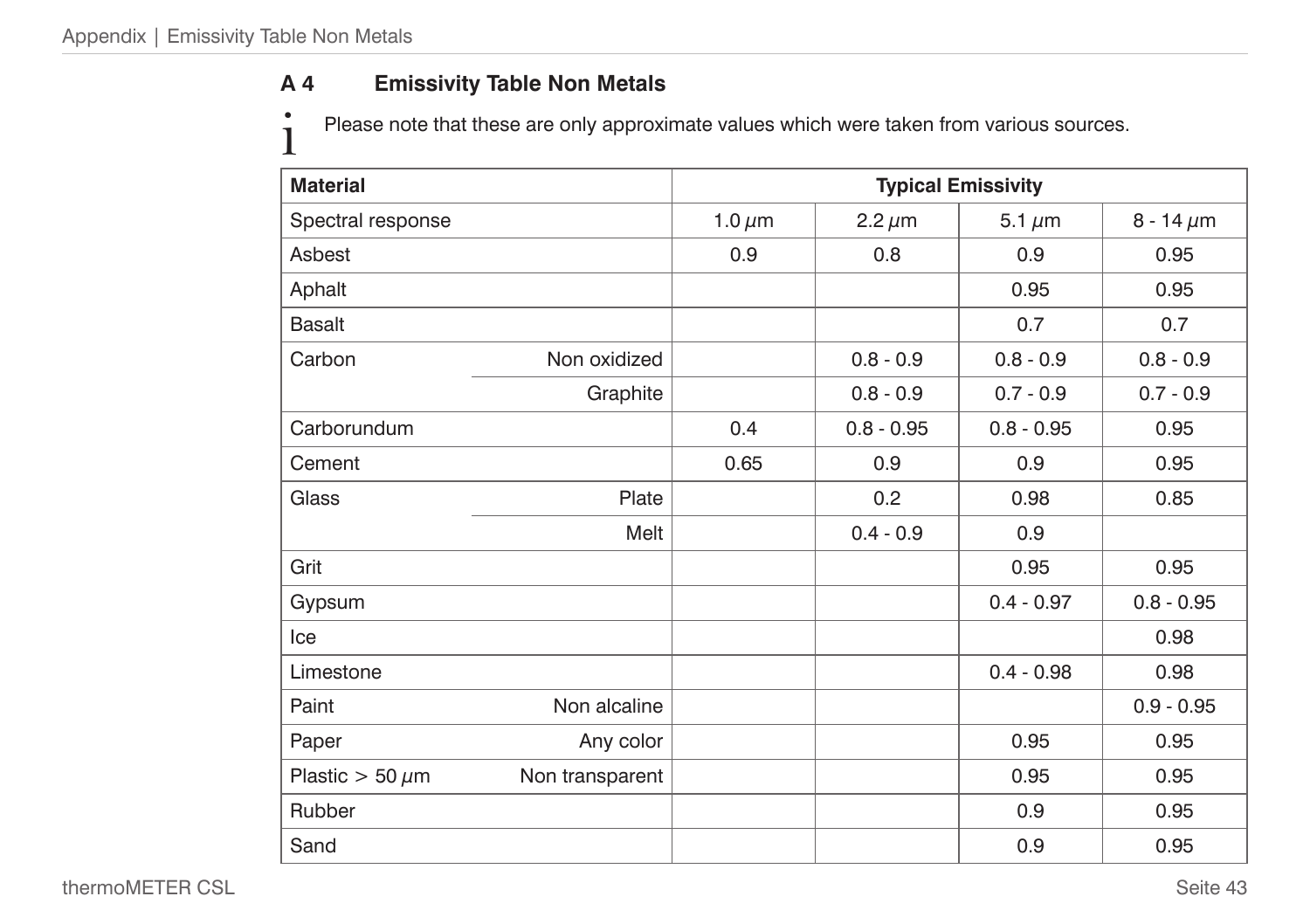## A 4 Emissivity Table Non Metals

i Please note that these are only approximate values which were taken from various sources.

| Material | | Typical Emissivity | | | |
|---|---|---|---|---|---|
| Spectral response | | 1.0 µm | 2.2 µm | 5.1 µm | 8 - 14 µm |
| Asbest | | 0.9 | 0.8 | 0.9 | 0.95 |
| Aphalt | | | | 0.95 | 0.95 |
| Basalt | | | | 0.7 | 0.7 |
| Carbon | Non oxidized | | 0.8 - 0.9 | 0.8 - 0.9 | 0.8 - 0.9 |
| | Graphite | | 0.8 - 0.9 | 0.7 - 0.9 | 0.7 - 0.9 |
| Carborundum | | 0.4 | 0.8 - 0.95 | 0.8 - 0.95 | 0.95 |
| Cement | | 0.65 | 0.9 | 0.9 | 0.95 |
| Glass | Plate | | 0.2 | 0.98 | 0.85 |
| | Melt | | 0.4 - 0.9 | 0.9 | |
| Grit | | | | 0.95 | 0.95 |
| Gypsum | | | | 0.4 - 0.97 | 0.8 - 0.95 |
| Ice | | | | | 0.98 |
| Limestone | | | | 0.4 - 0.98 | 0.98 |
| Paint | Non alcaline | | | | 0.9 - 0.95 |
| Paper | Any color | | | 0.95 | 0.95 |
| Plastic > 50 µm | Non transparent | | | 0.95 | 0.95 |
| Rubber | | | | 0.9 | 0.95 |
| Sand | | | | 0.9 | 0.95 |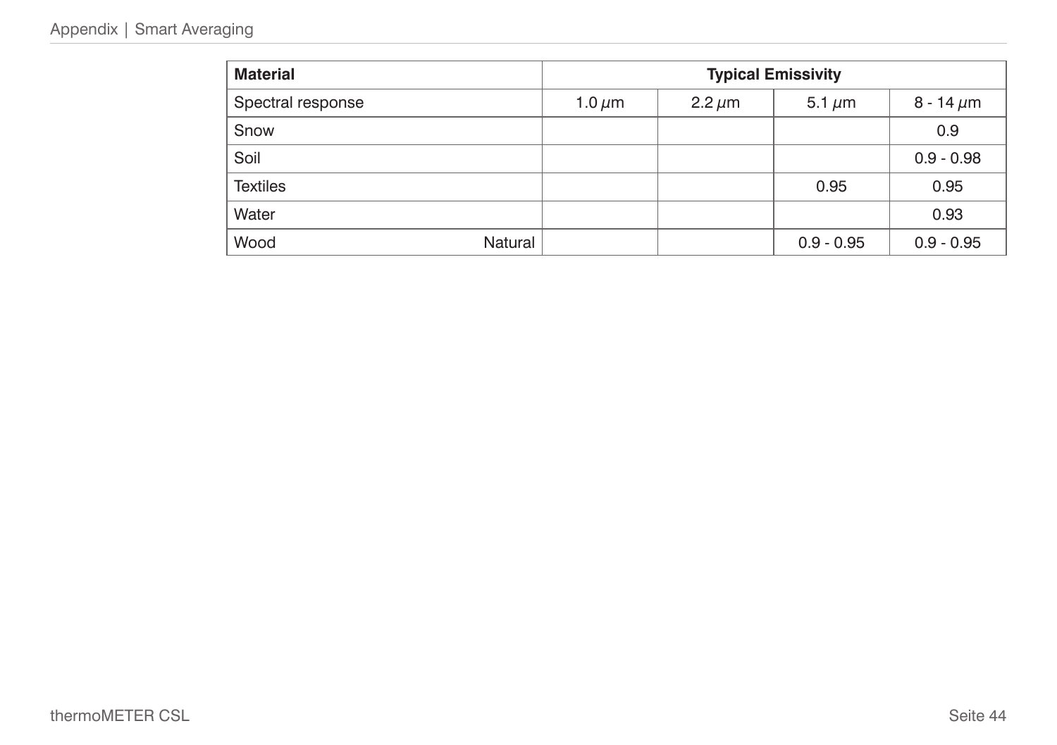| Material | | Typical Emissivity | | | |
|---|---|---|---|---|---|
| Spectral response | | 1.0 $\mu$m | 2.2 $\mu$m | 5.1 $\mu$m | 8 - 14 $\mu$m |
| Snow | | | | | 0.9 |
| Soil | | | | | 0.9 - 0.98 |
| Textiles | | | | 0.95 | 0.95 |
| Water | | | | | 0.93 |
| Wood | Natural | | | 0.9 - 0.95 | 0.9 - 0.95 |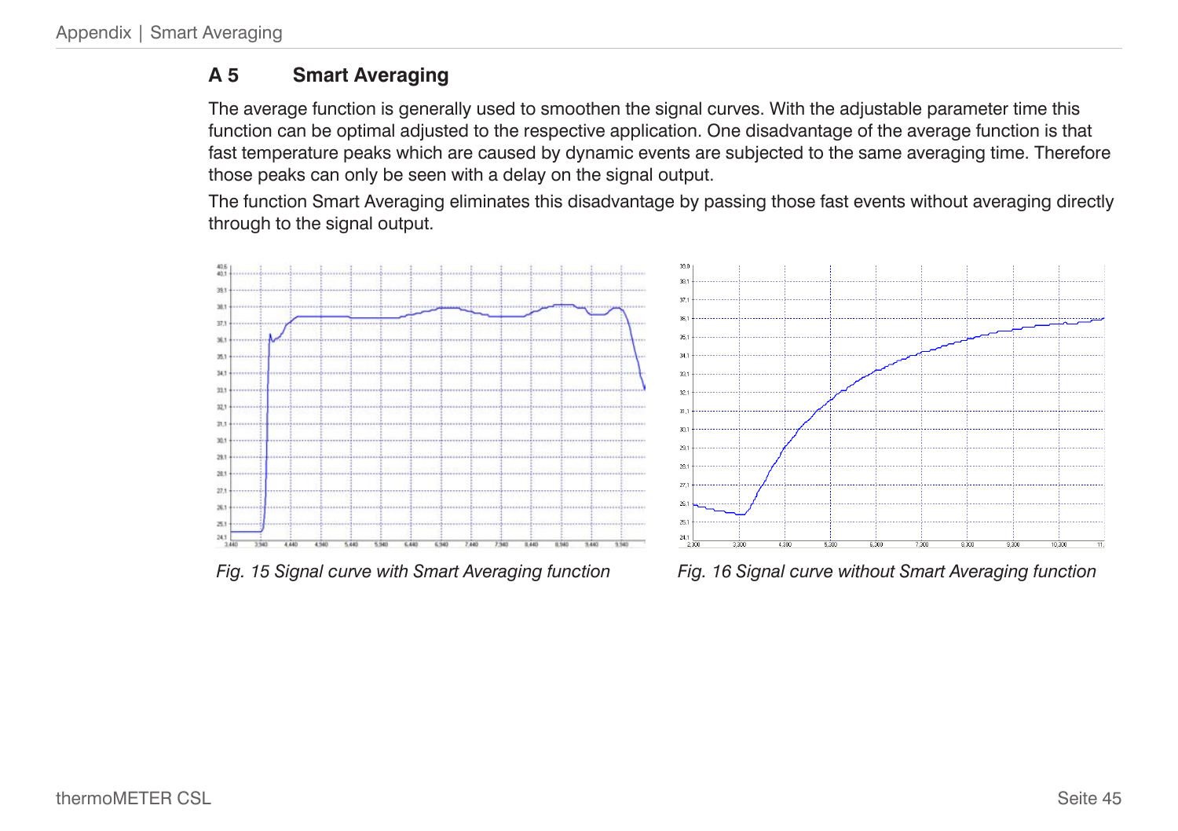## A 5 Smart Averaging

The average function is generally used to smoothen the signal curves. With the adjustable parameter time this function can be optimal adjusted to the respective application. One disadvantage of the average function is that fast temperature peaks which are caused by dynamic events are subjected to the same averaging time. Therefore those peaks can only be seen with a delay on the signal output.

The function Smart Averaging eliminates this disadvantage by passing those fast events without averaging directly through to the signal output.

*Fig. 15 Signal curve with Smart Averaging function*

*Fig. 16 Signal curve without Smart Averaging function*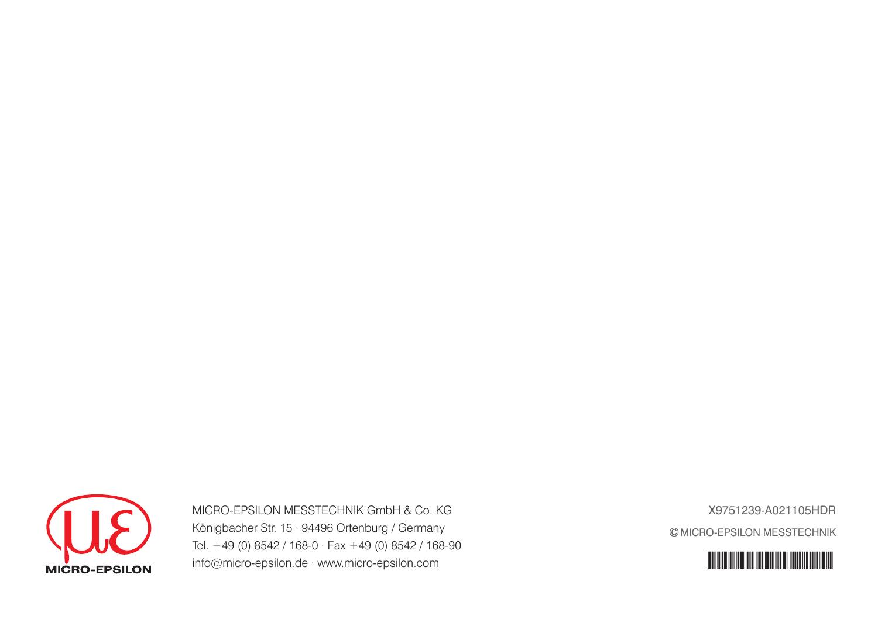MICRO-EPSILON

MICRO-EPSILON MESSTECHNIK GmbH & Co. KG

Königbacher Str. 15 · 94496 Ortenburg / Germany

Tel. +49 (0) 8542 / 168-0 · Fax +49 (0) 8542 / 168-90

info@micro-epsilon.de · www.micro-epsilon.com

X9751239-A021105HDR

© MICRO-EPSILON MESSTECHNIK